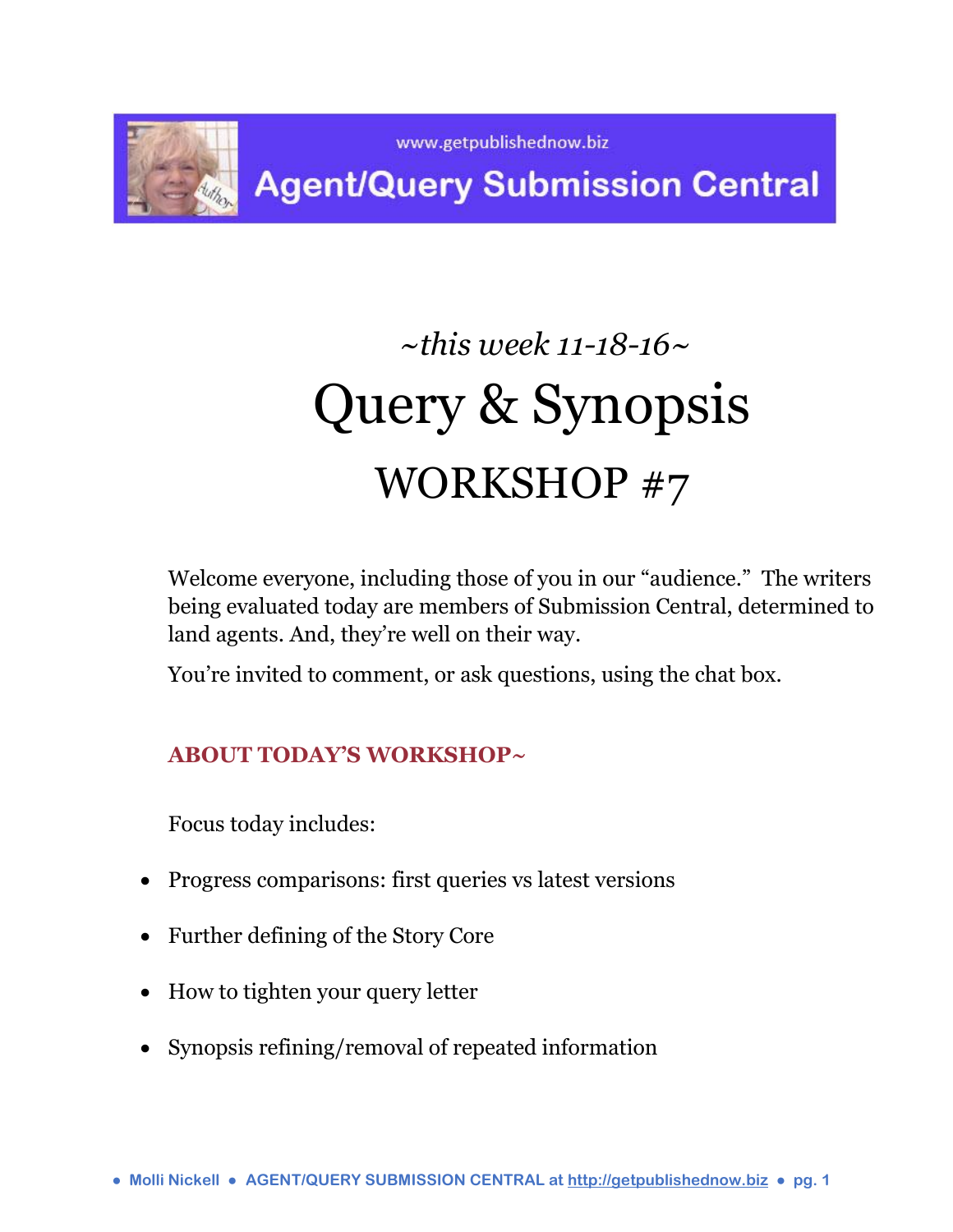www.getpublishednow.biz

**Agent/Query Submission Central**

*~this week 11-18-16~*

# Query & Synopsis

## WORKSHOP #7

Welcome everyone, including those of you in our "audience." The writers being evaluated today are members of Submission Central, determined to land agents. And, they're well on their way.

You're invited to comment, or ask questions, using the chat box.

### ABOUT TODAY'S WORKSHOP~

Focus today includes:

- Progress comparisons: first queries vs latest versions
- Further defining of the Story Core
- How to tighten your query letter
- Synopsis refining/removal of repeated information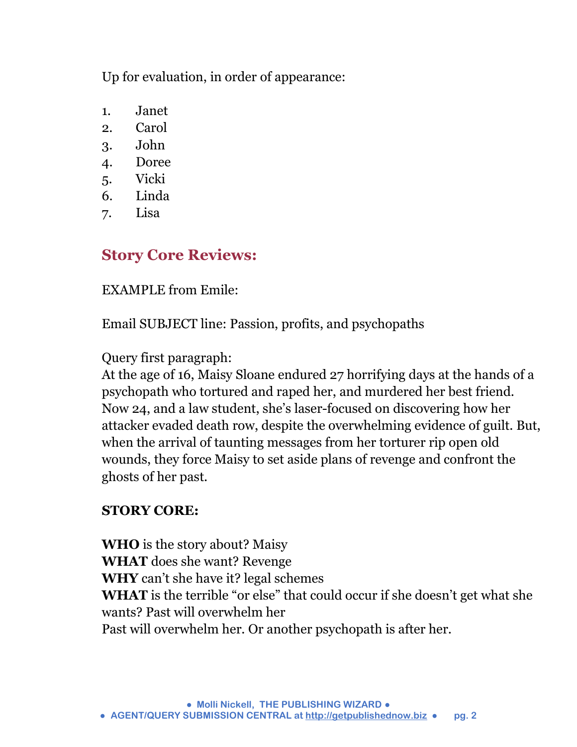Up for evaluation, in order of appearance:

1. Janet
2. Carol
3. John
4. Doree
5. Vicki
6. Linda
7. Lisa

## Story Core Reviews:

EXAMPLE from Emile:

Email SUBJECT line: Passion, profits, and psychopaths

Query first paragraph:
At the age of 16, Maisy Sloane endured 27 horrifying days at the hands of a psychopath who tortured and raped her, and murdered her best friend. Now 24, and a law student, she's laser-focused on discovering how her attacker evaded death row, despite the overwhelming evidence of guilt. But, when the arrival of taunting messages from her torturer rip open old wounds, they force Maisy to set aside plans of revenge and confront the ghosts of her past.

**STORY CORE:**

**WHO** is the story about? Maisy
**WHAT** does she want? Revenge
**WHY** can't she have it? legal schemes
**WHAT** is the terrible "or else" that could occur if she doesn't get what she wants? Past will overwhelm her
Past will overwhelm her. Or another psychopath is after her.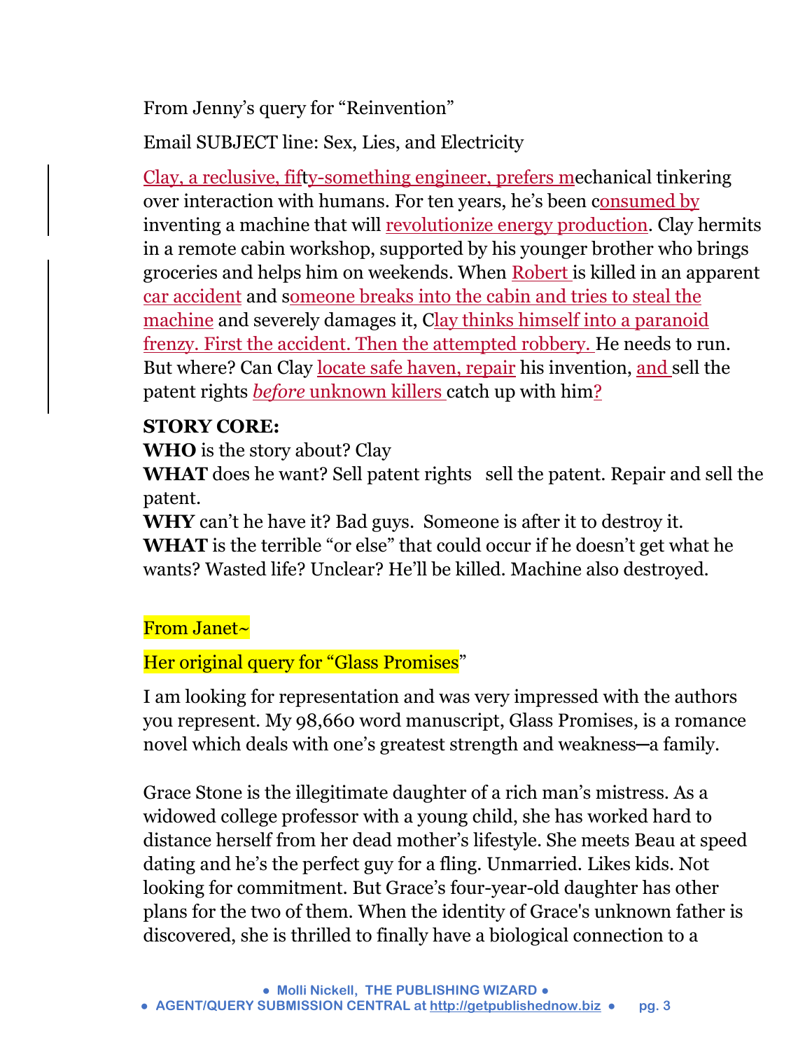From Jenny's query for "Reinvention"

Email SUBJECT line: Sex, Lies, and Electricity

Clay, a reclusive, fifty-something engineer, prefers mechanical tinkering over interaction with humans. For ten years, he's been consumed by inventing a machine that will revolutionize energy production. Clay hermits in a remote cabin workshop, supported by his younger brother who brings groceries and helps him on weekends. When Robert is killed in an apparent car accident and someone breaks into the cabin and tries to steal the machine and severely damages it, Clay thinks himself into a paranoid frenzy. First the accident. Then the attempted robbery. He needs to run. But where? Can Clay locate safe haven, repair his invention, and sell the patent rights *before* unknown killers catch up with him?

**STORY CORE:**
**WHO** is the story about? Clay
**WHAT** does he want? Sell patent rights sell the patent. Repair and sell the patent.
**WHY** can't he have it? Bad guys. Someone is after it to destroy it.
**WHAT** is the terrible "or else" that could occur if he doesn't get what he wants? Wasted life? Unclear? He'll be killed. Machine also destroyed.

From Janet~

Her original query for "Glass Promises"

I am looking for representation and was very impressed with the authors you represent. My 98,660 word manuscript, Glass Promises, is a romance novel which deals with one's greatest strength and weakness—a family.

Grace Stone is the illegitimate daughter of a rich man's mistress. As a widowed college professor with a young child, she has worked hard to distance herself from her dead mother's lifestyle. She meets Beau at speed dating and he's the perfect guy for a fling. Unmarried. Likes kids. Not looking for commitment. But Grace's four-year-old daughter has other plans for the two of them. When the identity of Grace's unknown father is discovered, she is thrilled to finally have a biological connection to a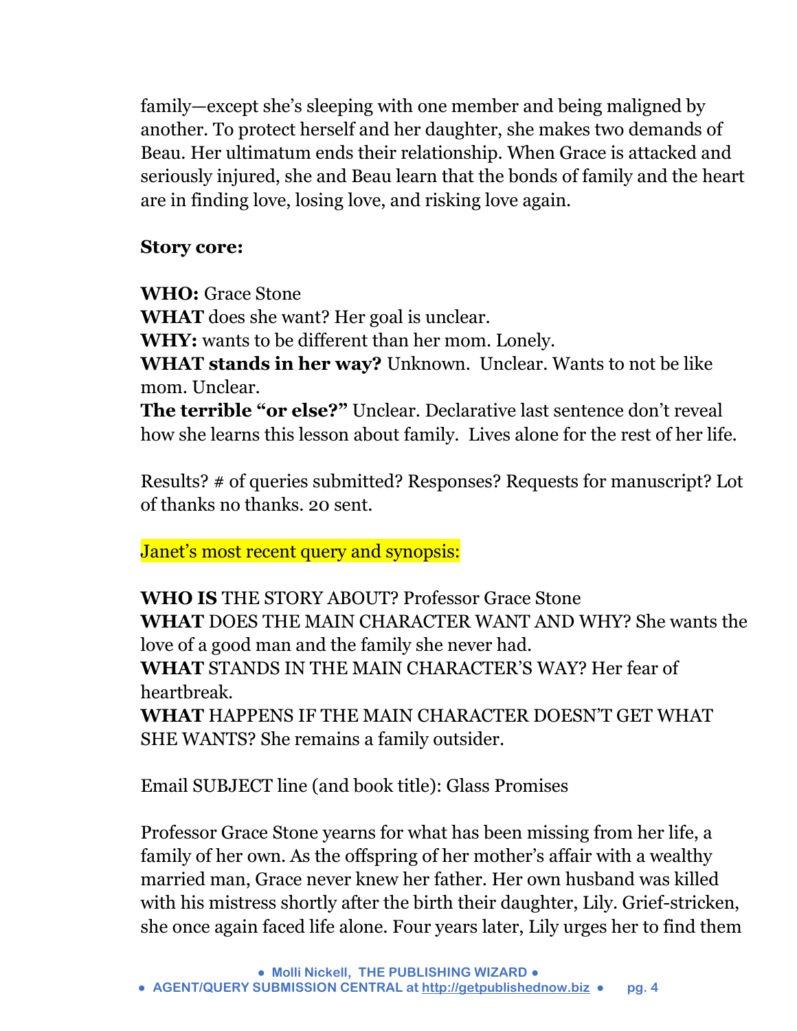family—except she's sleeping with one member and being maligned by another. To protect herself and her daughter, she makes two demands of Beau. Her ultimatum ends their relationship. When Grace is attacked and seriously injured, she and Beau learn that the bonds of family and the heart are in finding love, losing love, and risking love again.

**Story core:**

**WHO:** Grace Stone
**WHAT** does she want? Her goal is unclear.
**WHY:** wants to be different than her mom. Lonely.
**WHAT stands in her way?** Unknown. Unclear. Wants to not be like mom. Unclear.
**The terrible "or else?"** Unclear. Declarative last sentence don't reveal how she learns this lesson about family. Lives alone for the rest of her life.

Results? # of queries submitted? Responses? Requests for manuscript? Lot of thanks no thanks. 20 sent.

Janet's most recent query and synopsis:

**WHO IS** THE STORY ABOUT? Professor Grace Stone
**WHAT** DOES THE MAIN CHARACTER WANT AND WHY? She wants the love of a good man and the family she never had.
**WHAT** STANDS IN THE MAIN CHARACTER'S WAY? Her fear of heartbreak.
**WHAT** HAPPENS IF THE MAIN CHARACTER DOESN'T GET WHAT SHE WANTS? She remains a family outsider.

Email SUBJECT line (and book title): Glass Promises

Professor Grace Stone yearns for what has been missing from her life, a family of her own. As the offspring of her mother's affair with a wealthy married man, Grace never knew her father. Her own husband was killed with his mistress shortly after the birth their daughter, Lily. Grief-stricken, she once again faced life alone. Four years later, Lily urges her to find them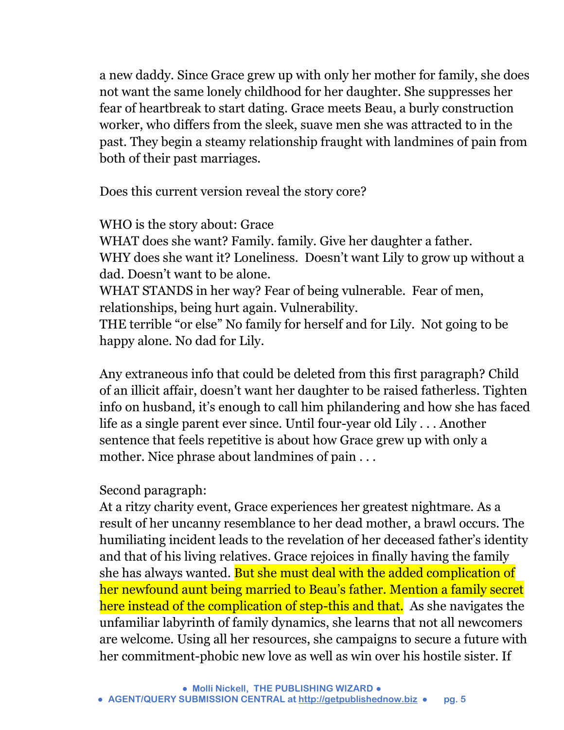a new daddy. Since Grace grew up with only her mother for family, she does not want the same lonely childhood for her daughter. She suppresses her fear of heartbreak to start dating. Grace meets Beau, a burly construction worker, who differs from the sleek, suave men she was attracted to in the past. They begin a steamy relationship fraught with landmines of pain from both of their past marriages.

Does this current version reveal the story core?

WHO is the story about: Grace
WHAT does she want? Family. family. Give her daughter a father.
WHY does she want it? Loneliness. Doesn't want Lily to grow up without a dad. Doesn't want to be alone.
WHAT STANDS in her way? Fear of being vulnerable. Fear of men, relationships, being hurt again. Vulnerability.
THE terrible "or else" No family for herself and for Lily. Not going to be happy alone. No dad for Lily.

Any extraneous info that could be deleted from this first paragraph? Child of an illicit affair, doesn't want her daughter to be raised fatherless. Tighten info on husband, it's enough to call him philandering and how she has faced life as a single parent ever since. Until four-year old Lily . . . Another sentence that feels repetitive is about how Grace grew up with only a mother. Nice phrase about landmines of pain . . .

Second paragraph:
At a ritzy charity event, Grace experiences her greatest nightmare. As a result of her uncanny resemblance to her dead mother, a brawl occurs. The humiliating incident leads to the revelation of her deceased father's identity and that of his living relatives. Grace rejoices in finally having the family she has always wanted. But she must deal with the added complication of her newfound aunt being married to Beau's father. Mention a family secret here instead of the complication of step-this and that. As she navigates the unfamiliar labyrinth of family dynamics, she learns that not all newcomers are welcome. Using all her resources, she campaigns to secure a future with her commitment-phobic new love as well as win over his hostile sister. If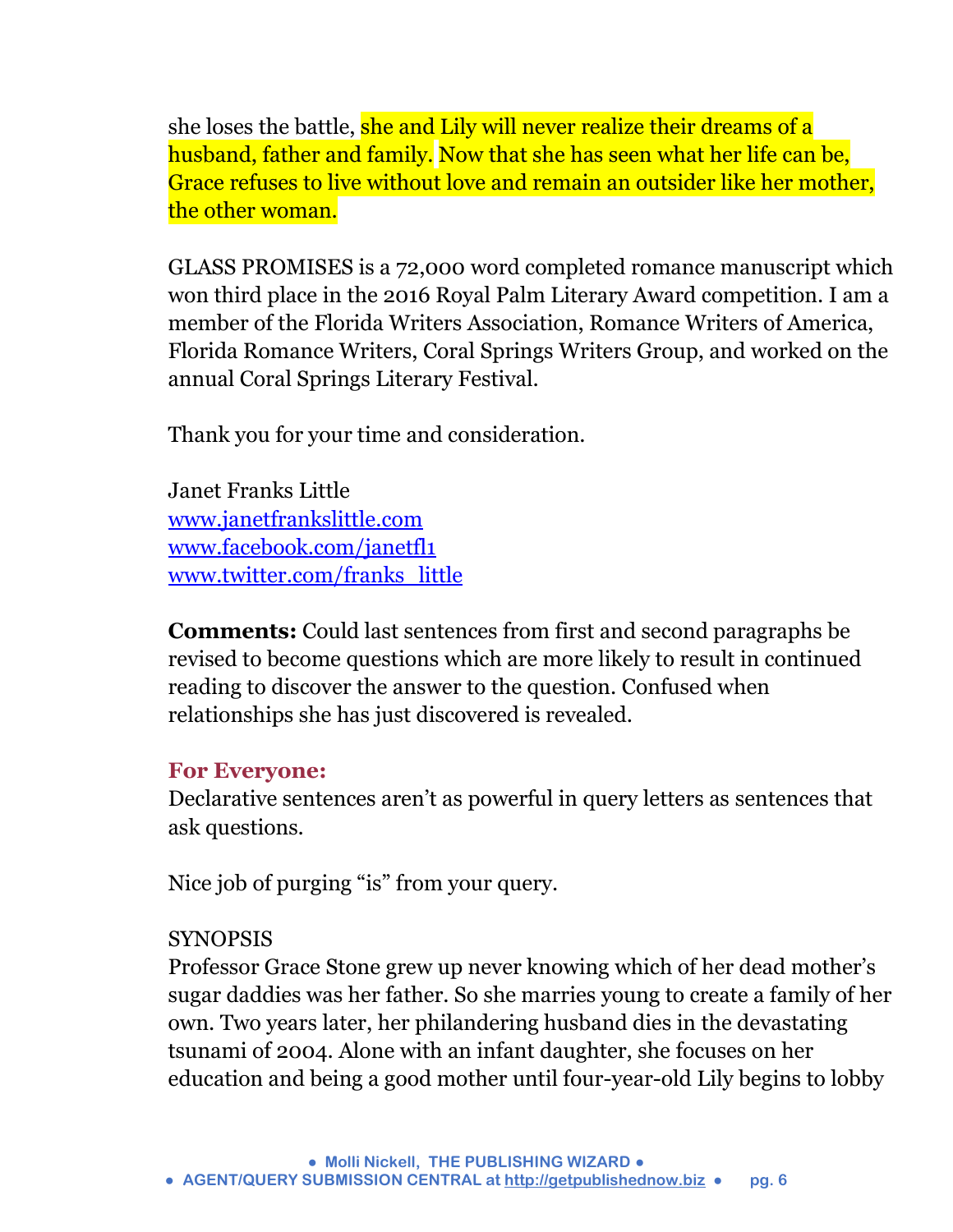she loses the battle, she and Lily will never realize their dreams of a husband, father and family. Now that she has seen what her life can be, Grace refuses to live without love and remain an outsider like her mother, the other woman.

GLASS PROMISES is a 72,000 word completed romance manuscript which won third place in the 2016 Royal Palm Literary Award competition. I am a member of the Florida Writers Association, Romance Writers of America, Florida Romance Writers, Coral Springs Writers Group, and worked on the annual Coral Springs Literary Festival.

Thank you for your time and consideration.

Janet Franks Little
www.janetfrankslittle.com
www.facebook.com/janetfl1
www.twitter.com/franks_little

**Comments:** Could last sentences from first and second paragraphs be revised to become questions which are more likely to result in continued reading to discover the answer to the question. Confused when relationships she has just discovered is revealed.

### For Everyone:

Declarative sentences aren't as powerful in query letters as sentences that ask questions.

Nice job of purging "is" from your query.

SYNOPSIS
Professor Grace Stone grew up never knowing which of her dead mother's sugar daddies was her father. So she marries young to create a family of her own. Two years later, her philandering husband dies in the devastating tsunami of 2004. Alone with an infant daughter, she focuses on her education and being a good mother until four-year-old Lily begins to lobby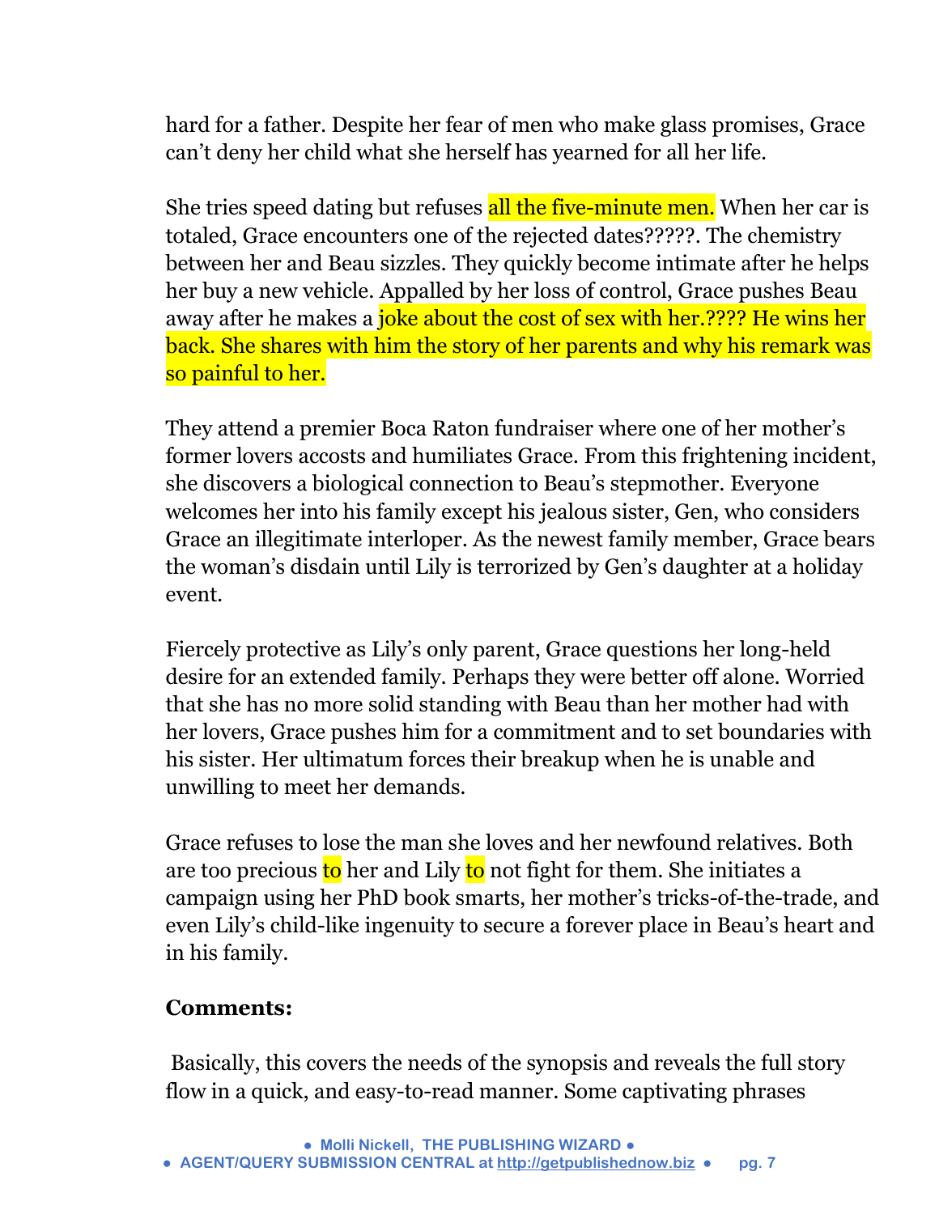hard for a father. Despite her fear of men who make glass promises, Grace can't deny her child what she herself has yearned for all her life.

She tries speed dating but refuses all the five-minute men. When her car is totaled, Grace encounters one of the rejected dates?????. The chemistry between her and Beau sizzles. They quickly become intimate after he helps her buy a new vehicle. Appalled by her loss of control, Grace pushes Beau away after he makes a joke about the cost of sex with her.???? He wins her back. She shares with him the story of her parents and why his remark was so painful to her.

They attend a premier Boca Raton fundraiser where one of her mother's former lovers accosts and humiliates Grace. From this frightening incident, she discovers a biological connection to Beau's stepmother. Everyone welcomes her into his family except his jealous sister, Gen, who considers Grace an illegitimate interloper. As the newest family member, Grace bears the woman's disdain until Lily is terrorized by Gen's daughter at a holiday event.

Fiercely protective as Lily's only parent, Grace questions her long-held desire for an extended family. Perhaps they were better off alone. Worried that she has no more solid standing with Beau than her mother had with her lovers, Grace pushes him for a commitment and to set boundaries with his sister. Her ultimatum forces their breakup when he is unable and unwilling to meet her demands.

Grace refuses to lose the man she loves and her newfound relatives. Both are too precious to her and Lily to not fight for them. She initiates a campaign using her PhD book smarts, her mother's tricks-of-the-trade, and even Lily's child-like ingenuity to secure a forever place in Beau's heart and in his family.

**Comments:**

Basically, this covers the needs of the synopsis and reveals the full story flow in a quick, and easy-to-read manner. Some captivating phrases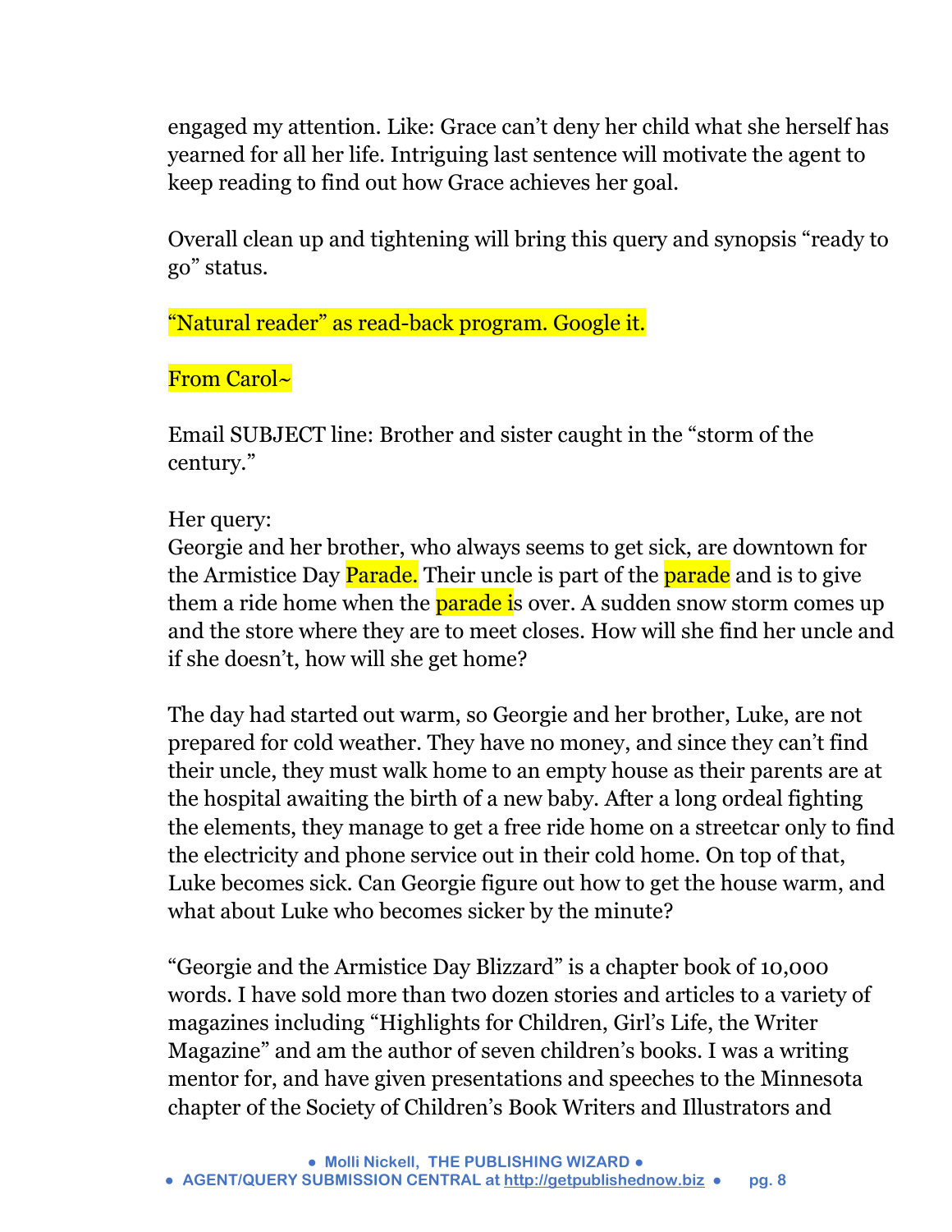engaged my attention. Like: Grace can't deny her child what she herself has yearned for all her life. Intriguing last sentence will motivate the agent to keep reading to find out how Grace achieves her goal.

Overall clean up and tightening will bring this query and synopsis "ready to go" status.

"Natural reader" as read-back program. Google it.

From Carol~

Email SUBJECT line: Brother and sister caught in the "storm of the century."

Her query:
Georgie and her brother, who always seems to get sick, are downtown for the Armistice Day Parade. Their uncle is part of the parade and is to give them a ride home when the parade is over. A sudden snow storm comes up and the store where they are to meet closes. How will she find her uncle and if she doesn't, how will she get home?

The day had started out warm, so Georgie and her brother, Luke, are not prepared for cold weather. They have no money, and since they can't find their uncle, they must walk home to an empty house as their parents are at the hospital awaiting the birth of a new baby. After a long ordeal fighting the elements, they manage to get a free ride home on a streetcar only to find the electricity and phone service out in their cold home. On top of that, Luke becomes sick. Can Georgie figure out how to get the house warm, and what about Luke who becomes sicker by the minute?

"Georgie and the Armistice Day Blizzard" is a chapter book of 10,000 words. I have sold more than two dozen stories and articles to a variety of magazines including "Highlights for Children, Girl's Life, the Writer Magazine" and am the author of seven children's books. I was a writing mentor for, and have given presentations and speeches to the Minnesota chapter of the Society of Children's Book Writers and Illustrators and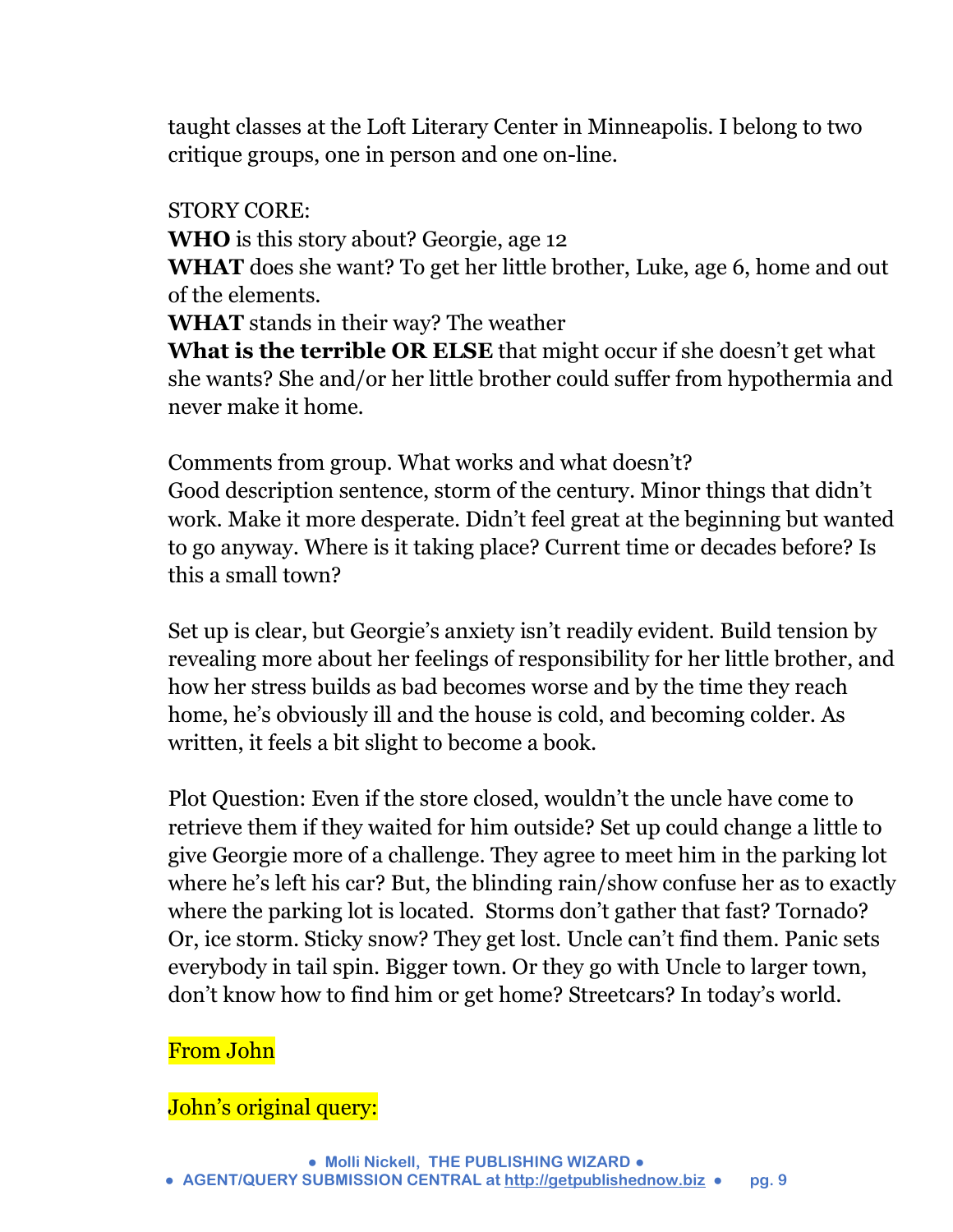taught classes at the Loft Literary Center in Minneapolis. I belong to two critique groups, one in person and one on-line.

STORY CORE:

**WHO** is this story about? Georgie, age 12

**WHAT** does she want? To get her little brother, Luke, age 6, home and out of the elements.

**WHAT** stands in their way? The weather

**What is the terrible OR ELSE** that might occur if she doesn't get what she wants? She and/or her little brother could suffer from hypothermia and never make it home.

Comments from group. What works and what doesn't?
Good description sentence, storm of the century. Minor things that didn't work. Make it more desperate. Didn't feel great at the beginning but wanted to go anyway. Where is it taking place? Current time or decades before? Is this a small town?

Set up is clear, but Georgie's anxiety isn't readily evident. Build tension by revealing more about her feelings of responsibility for her little brother, and how her stress builds as bad becomes worse and by the time they reach home, he's obviously ill and the house is cold, and becoming colder. As written, it feels a bit slight to become a book.

Plot Question: Even if the store closed, wouldn't the uncle have come to retrieve them if they waited for him outside? Set up could change a little to give Georgie more of a challenge. They agree to meet him in the parking lot where he's left his car? But, the blinding rain/show confuse her as to exactly where the parking lot is located. Storms don't gather that fast? Tornado? Or, ice storm. Sticky snow? They get lost. Uncle can't find them. Panic sets everybody in tail spin. Bigger town. Or they go with Uncle to larger town, don't know how to find him or get home? Streetcars? In today's world.

From John

John's original query: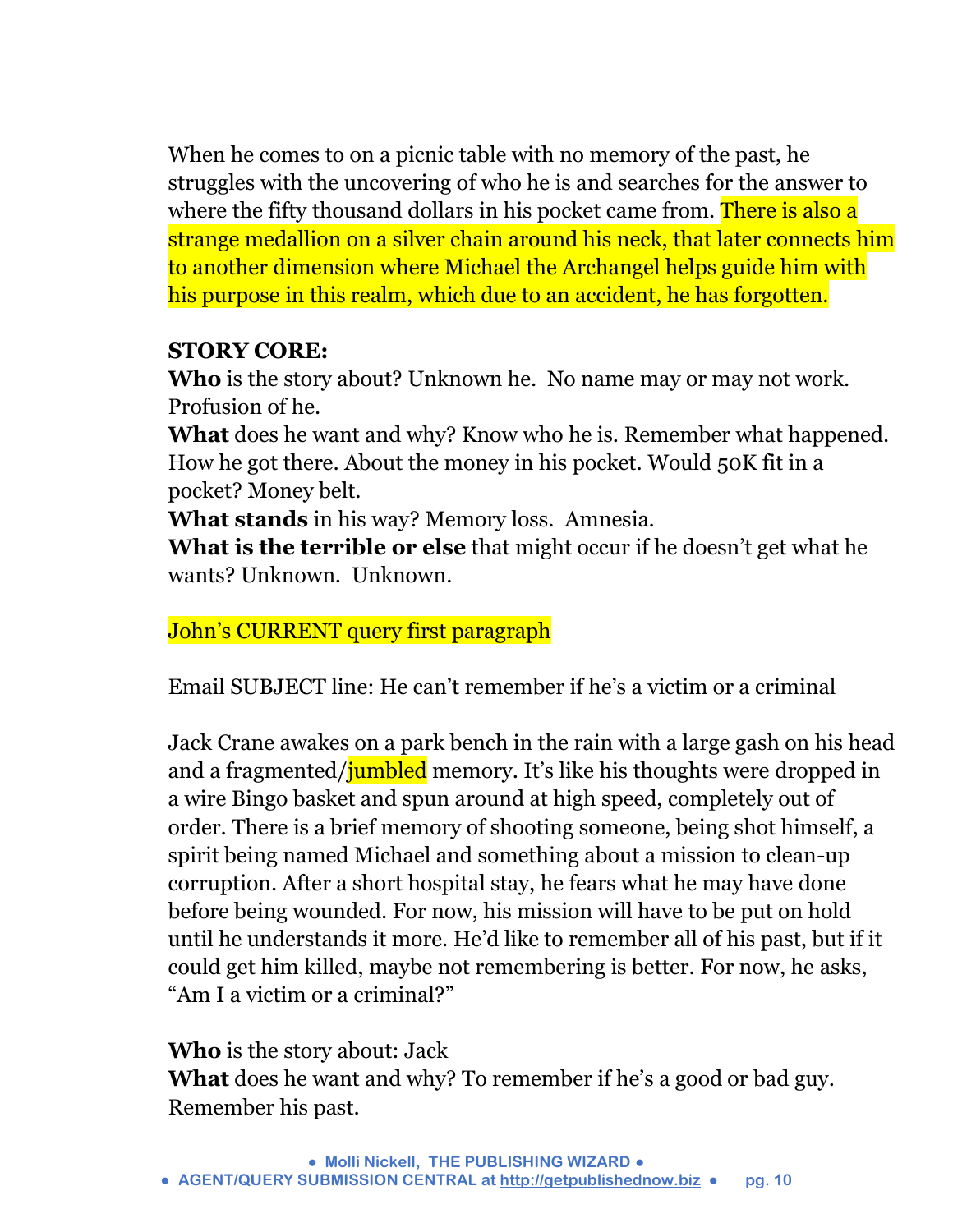When he comes to on a picnic table with no memory of the past, he struggles with the uncovering of who he is and searches for the answer to where the fifty thousand dollars in his pocket came from. There is also a strange medallion on a silver chain around his neck, that later connects him to another dimension where Michael the Archangel helps guide him with his purpose in this realm, which due to an accident, he has forgotten.

**STORY CORE:**
**Who** is the story about? Unknown he. No name may or may not work. Profusion of he.
**What** does he want and why? Know who he is. Remember what happened. How he got there. About the money in his pocket. Would 50K fit in a pocket? Money belt.
**What stands** in his way? Memory loss. Amnesia.
**What is the terrible or else** that might occur if he doesn't get what he wants? Unknown. Unknown.

John's CURRENT query first paragraph

Email SUBJECT line: He can't remember if he's a victim or a criminal

Jack Crane awakes on a park bench in the rain with a large gash on his head and a fragmented/jumbled memory. It's like his thoughts were dropped in a wire Bingo basket and spun around at high speed, completely out of order. There is a brief memory of shooting someone, being shot himself, a spirit being named Michael and something about a mission to clean-up corruption. After a short hospital stay, he fears what he may have done before being wounded. For now, his mission will have to be put on hold until he understands it more. He'd like to remember all of his past, but if it could get him killed, maybe not remembering is better. For now, he asks, "Am I a victim or a criminal?"

**Who** is the story about: Jack
**What** does he want and why? To remember if he's a good or bad guy. Remember his past.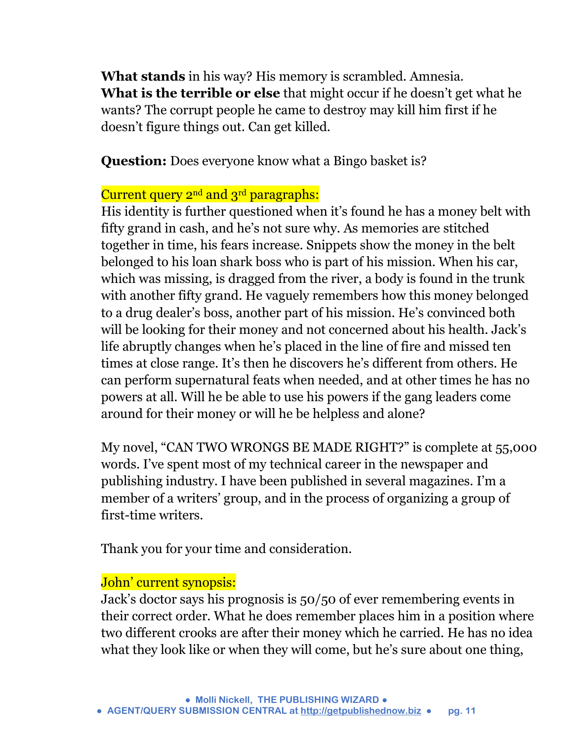**What stands** in his way? His memory is scrambled. Amnesia.
**What is the terrible or else** that might occur if he doesn't get what he wants? The corrupt people he came to destroy may kill him first if he doesn't figure things out. Can get killed.

**Question:** Does everyone know what a Bingo basket is?

Current query 2nd and 3rd paragraphs:
His identity is further questioned when it's found he has a money belt with fifty grand in cash, and he's not sure why. As memories are stitched together in time, his fears increase. Snippets show the money in the belt belonged to his loan shark boss who is part of his mission. When his car, which was missing, is dragged from the river, a body is found in the trunk with another fifty grand. He vaguely remembers how this money belonged to a drug dealer's boss, another part of his mission. He's convinced both will be looking for their money and not concerned about his health. Jack's life abruptly changes when he's placed in the line of fire and missed ten times at close range. It's then he discovers he's different from others. He can perform supernatural feats when needed, and at other times he has no powers at all. Will he be able to use his powers if the gang leaders come around for their money or will he be helpless and alone?

My novel, "CAN TWO WRONGS BE MADE RIGHT?" is complete at 55,000 words. I've spent most of my technical career in the newspaper and publishing industry. I have been published in several magazines. I'm a member of a writers' group, and in the process of organizing a group of first-time writers.

Thank you for your time and consideration.

John' current synopsis:
Jack's doctor says his prognosis is 50/50 of ever remembering events in their correct order. What he does remember places him in a position where two different crooks are after their money which he carried. He has no idea what they look like or when they will come, but he's sure about one thing,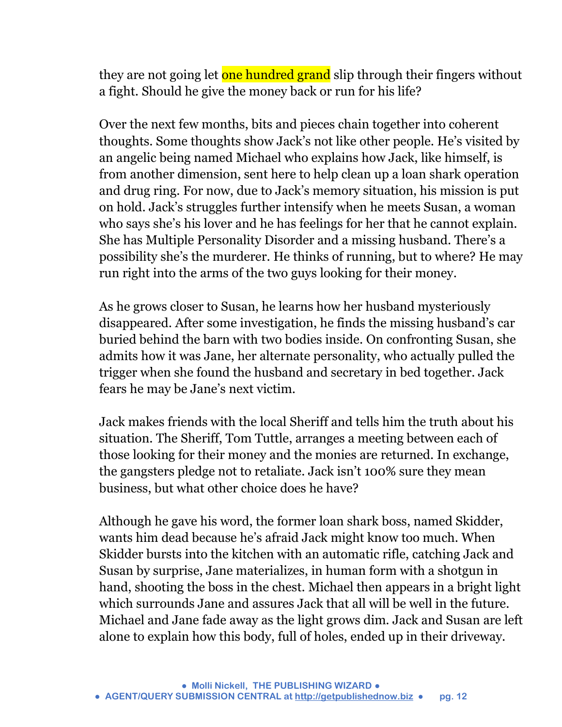they are not going let one hundred grand slip through their fingers without a fight. Should he give the money back or run for his life?

Over the next few months, bits and pieces chain together into coherent thoughts. Some thoughts show Jack's not like other people. He's visited by an angelic being named Michael who explains how Jack, like himself, is from another dimension, sent here to help clean up a loan shark operation and drug ring. For now, due to Jack's memory situation, his mission is put on hold. Jack's struggles further intensify when he meets Susan, a woman who says she's his lover and he has feelings for her that he cannot explain. She has Multiple Personality Disorder and a missing husband. There's a possibility she's the murderer. He thinks of running, but to where? He may run right into the arms of the two guys looking for their money.

As he grows closer to Susan, he learns how her husband mysteriously disappeared. After some investigation, he finds the missing husband's car buried behind the barn with two bodies inside. On confronting Susan, she admits how it was Jane, her alternate personality, who actually pulled the trigger when she found the husband and secretary in bed together. Jack fears he may be Jane's next victim.

Jack makes friends with the local Sheriff and tells him the truth about his situation. The Sheriff, Tom Tuttle, arranges a meeting between each of those looking for their money and the monies are returned. In exchange, the gangsters pledge not to retaliate. Jack isn't 100% sure they mean business, but what other choice does he have?

Although he gave his word, the former loan shark boss, named Skidder, wants him dead because he's afraid Jack might know too much. When Skidder bursts into the kitchen with an automatic rifle, catching Jack and Susan by surprise, Jane materializes, in human form with a shotgun in hand, shooting the boss in the chest. Michael then appears in a bright light which surrounds Jane and assures Jack that all will be well in the future. Michael and Jane fade away as the light grows dim. Jack and Susan are left alone to explain how this body, full of holes, ended up in their driveway.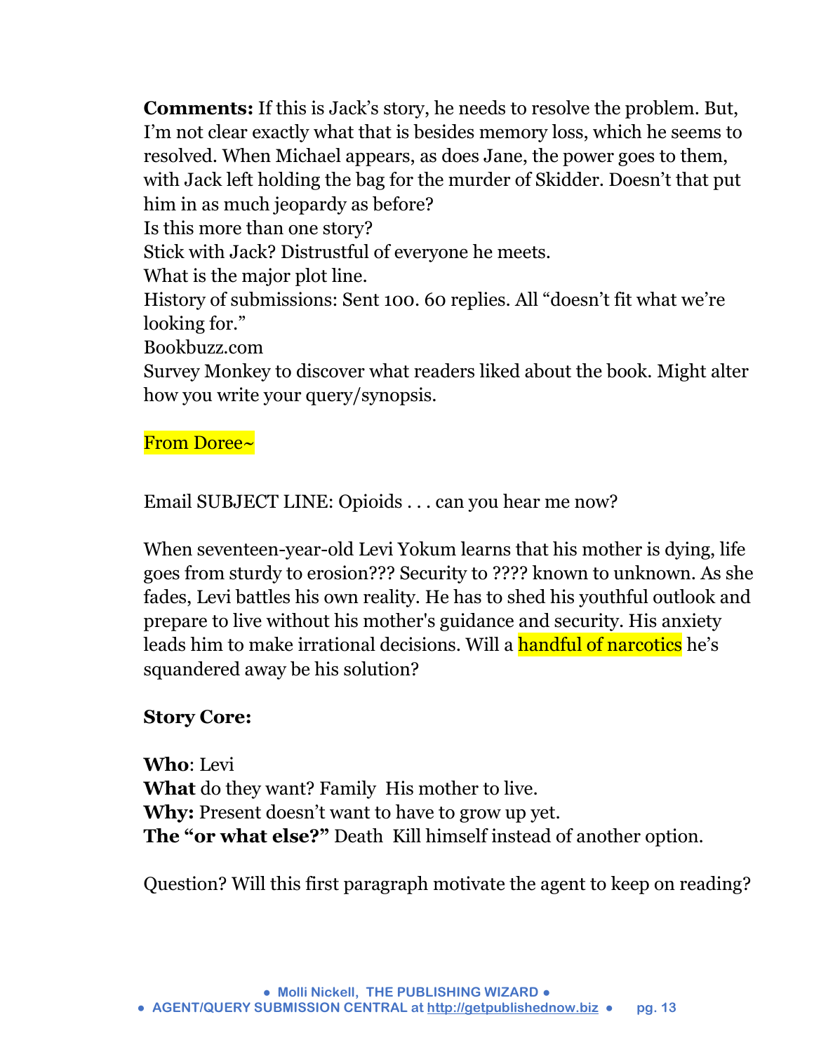**Comments:** If this is Jack's story, he needs to resolve the problem. But, I'm not clear exactly what that is besides memory loss, which he seems to resolved. When Michael appears, as does Jane, the power goes to them, with Jack left holding the bag for the murder of Skidder. Doesn't that put him in as much jeopardy as before?
Is this more than one story?
Stick with Jack? Distrustful of everyone he meets.
What is the major plot line.
History of submissions: Sent 100. 60 replies. All "doesn't fit what we're looking for."
Bookbuzz.com
Survey Monkey to discover what readers liked about the book. Might alter how you write your query/synopsis.

From Doree~

Email SUBJECT LINE: Opioids . . . can you hear me now?

When seventeen-year-old Levi Yokum learns that his mother is dying, life goes from sturdy to erosion??? Security to ???? known to unknown. As she fades, Levi battles his own reality. He has to shed his youthful outlook and prepare to live without his mother's guidance and security. His anxiety leads him to make irrational decisions. Will a handful of narcotics he's squandered away be his solution?

**Story Core:**

**Who**: Levi
**What** do they want? Family  His mother to live.
**Why:** Present doesn't want to have to grow up yet.
**The "or what else?"** Death  Kill himself instead of another option.

Question? Will this first paragraph motivate the agent to keep on reading?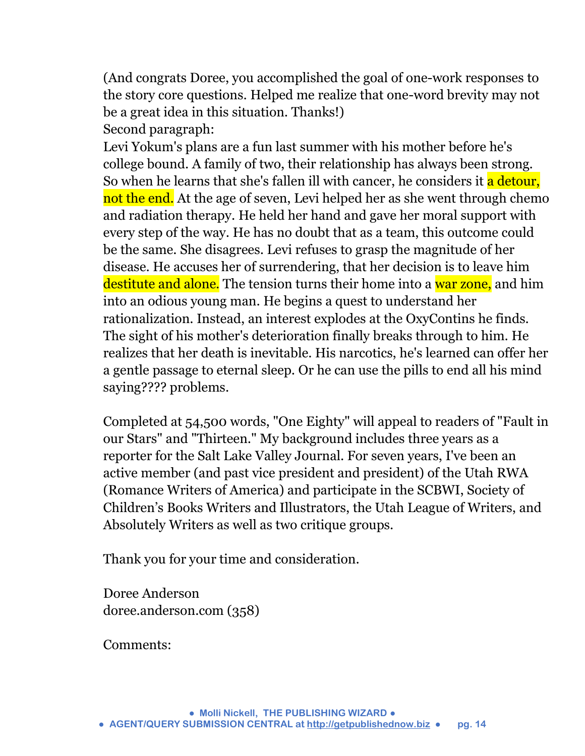(And congrats Doree, you accomplished the goal of one-work responses to the story core questions. Helped me realize that one-word brevity may not be a great idea in this situation. Thanks!)

Second paragraph:

Levi Yokum's plans are a fun last summer with his mother before he's college bound. A family of two, their relationship has always been strong. So when he learns that she's fallen ill with cancer, he considers it a detour, not the end. At the age of seven, Levi helped her as she went through chemo and radiation therapy. He held her hand and gave her moral support with every step of the way. He has no doubt that as a team, this outcome could be the same. She disagrees. Levi refuses to grasp the magnitude of her disease. He accuses her of surrendering, that her decision is to leave him destitute and alone. The tension turns their home into a war zone, and him into an odious young man. He begins a quest to understand her rationalization. Instead, an interest explodes at the OxyContins he finds. The sight of his mother's deterioration finally breaks through to him. He realizes that her death is inevitable. His narcotics, he's learned can offer her a gentle passage to eternal sleep. Or he can use the pills to end all his mind saying???? problems.

Completed at 54,500 words, "One Eighty" will appeal to readers of "Fault in our Stars" and "Thirteen." My background includes three years as a reporter for the Salt Lake Valley Journal. For seven years, I've been an active member (and past vice president and president) of the Utah RWA (Romance Writers of America) and participate in the SCBWI, Society of Children's Books Writers and Illustrators, the Utah League of Writers, and Absolutely Writers as well as two critique groups.

Thank you for your time and consideration.

Doree Anderson
doree.anderson.com (358)

Comments: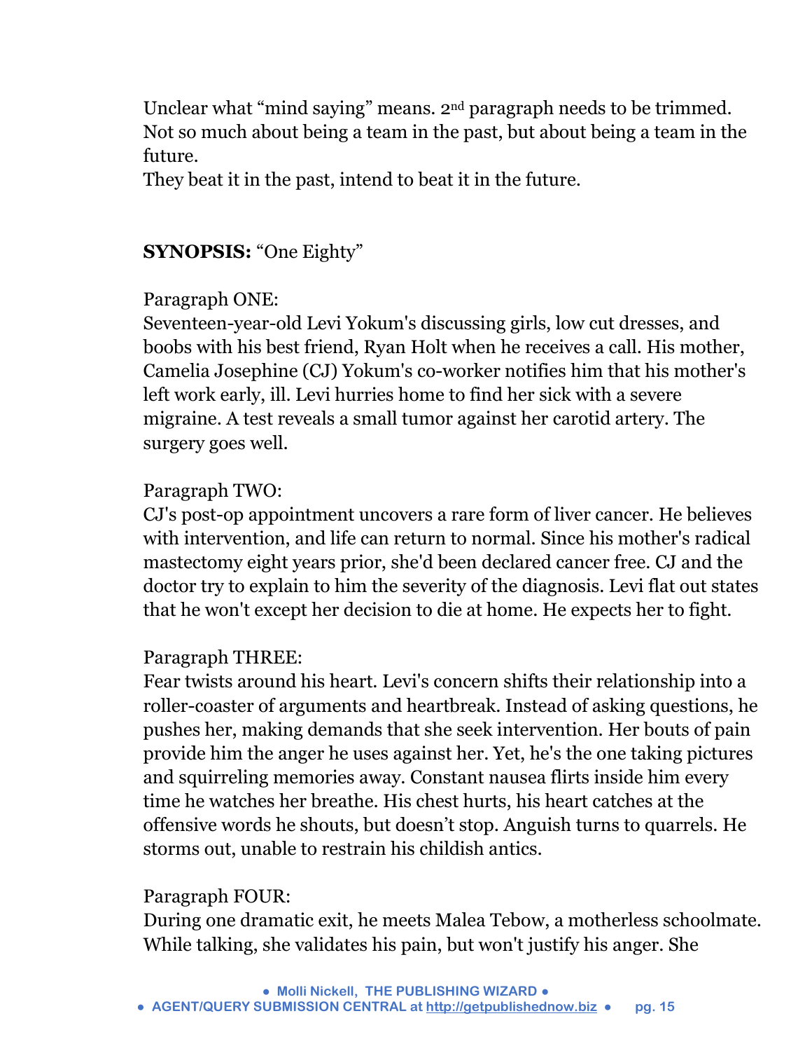Unclear what “mind saying” means. 2nd paragraph needs to be trimmed. Not so much about being a team in the past, but about being a team in the future.

They beat it in the past, intend to beat it in the future.

**SYNOPSIS:** “One Eighty”

Paragraph ONE:
Seventeen-year-old Levi Yokum's discussing girls, low cut dresses, and boobs with his best friend, Ryan Holt when he receives a call. His mother, Camelia Josephine (CJ) Yokum's co-worker notifies him that his mother's left work early, ill. Levi hurries home to find her sick with a severe migraine. A test reveals a small tumor against her carotid artery. The surgery goes well.

Paragraph TWO:
CJ's post-op appointment uncovers a rare form of liver cancer. He believes with intervention, and life can return to normal. Since his mother's radical mastectomy eight years prior, she'd been declared cancer free. CJ and the doctor try to explain to him the severity of the diagnosis. Levi flat out states that he won't except her decision to die at home. He expects her to fight.

Paragraph THREE:
Fear twists around his heart. Levi's concern shifts their relationship into a roller-coaster of arguments and heartbreak. Instead of asking questions, he pushes her, making demands that she seek intervention. Her bouts of pain provide him the anger he uses against her. Yet, he's the one taking pictures and squirreling memories away. Constant nausea flirts inside him every time he watches her breathe. His chest hurts, his heart catches at the offensive words he shouts, but doesn’t stop. Anguish turns to quarrels. He storms out, unable to restrain his childish antics.

Paragraph FOUR:
During one dramatic exit, he meets Malea Tebow, a motherless schoolmate. While talking, she validates his pain, but won't justify his anger. She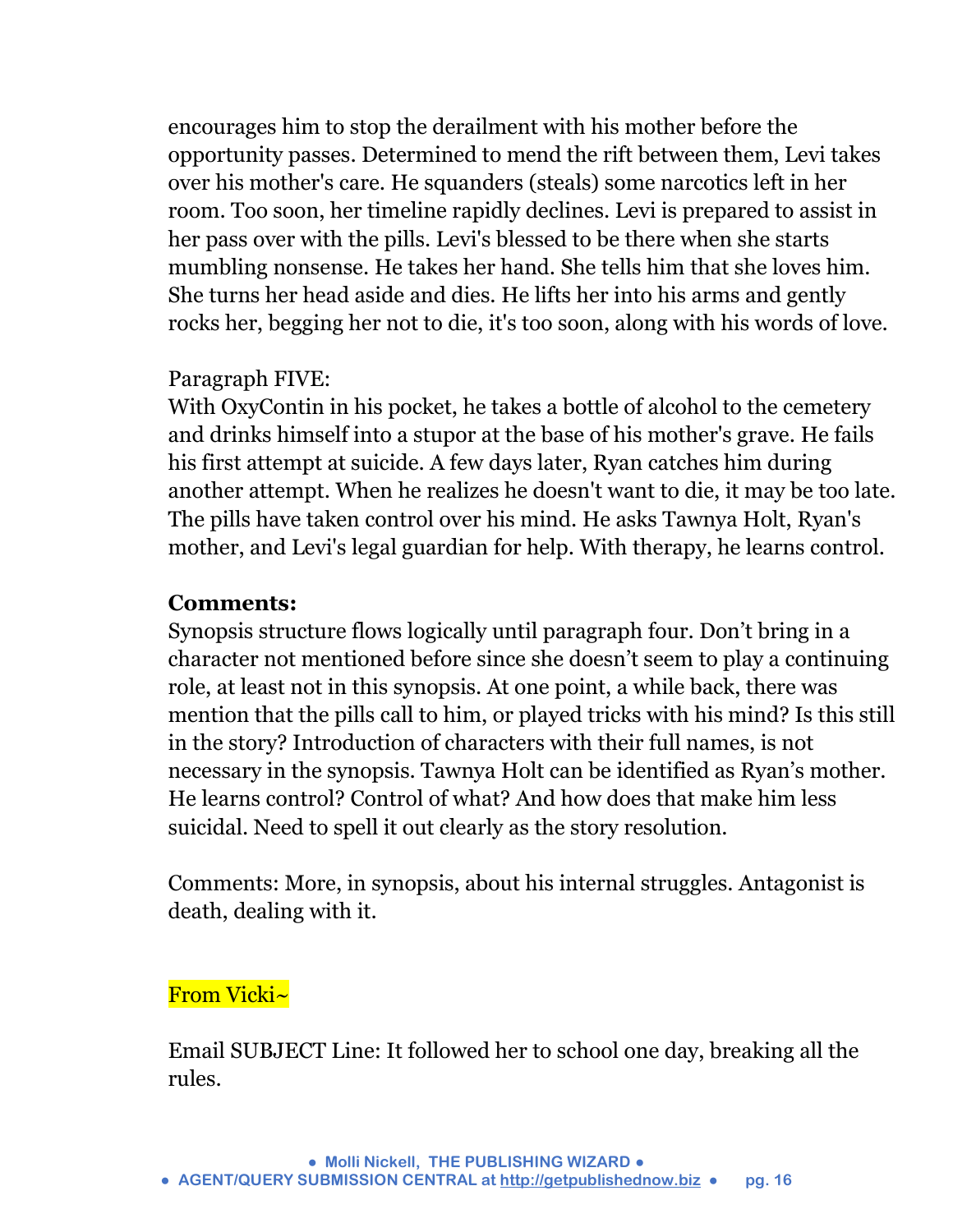encourages him to stop the derailment with his mother before the opportunity passes. Determined to mend the rift between them, Levi takes over his mother's care. He squanders (steals) some narcotics left in her room. Too soon, her timeline rapidly declines. Levi is prepared to assist in her pass over with the pills. Levi's blessed to be there when she starts mumbling nonsense. He takes her hand. She tells him that she loves him. She turns her head aside and dies. He lifts her into his arms and gently rocks her, begging her not to die, it's too soon, along with his words of love.

Paragraph FIVE:
With OxyContin in his pocket, he takes a bottle of alcohol to the cemetery and drinks himself into a stupor at the base of his mother's grave. He fails his first attempt at suicide. A few days later, Ryan catches him during another attempt. When he realizes he doesn't want to die, it may be too late. The pills have taken control over his mind. He asks Tawnya Holt, Ryan's mother, and Levi's legal guardian for help. With therapy, he learns control.

**Comments:**
Synopsis structure flows logically until paragraph four. Don't bring in a character not mentioned before since she doesn't seem to play a continuing role, at least not in this synopsis. At one point, a while back, there was mention that the pills call to him, or played tricks with his mind? Is this still in the story? Introduction of characters with their full names, is not necessary in the synopsis. Tawnya Holt can be identified as Ryan's mother. He learns control? Control of what? And how does that make him less suicidal. Need to spell it out clearly as the story resolution.

Comments: More, in synopsis, about his internal struggles. Antagonist is death, dealing with it.

From Vicki~

Email SUBJECT Line: It followed her to school one day, breaking all the rules.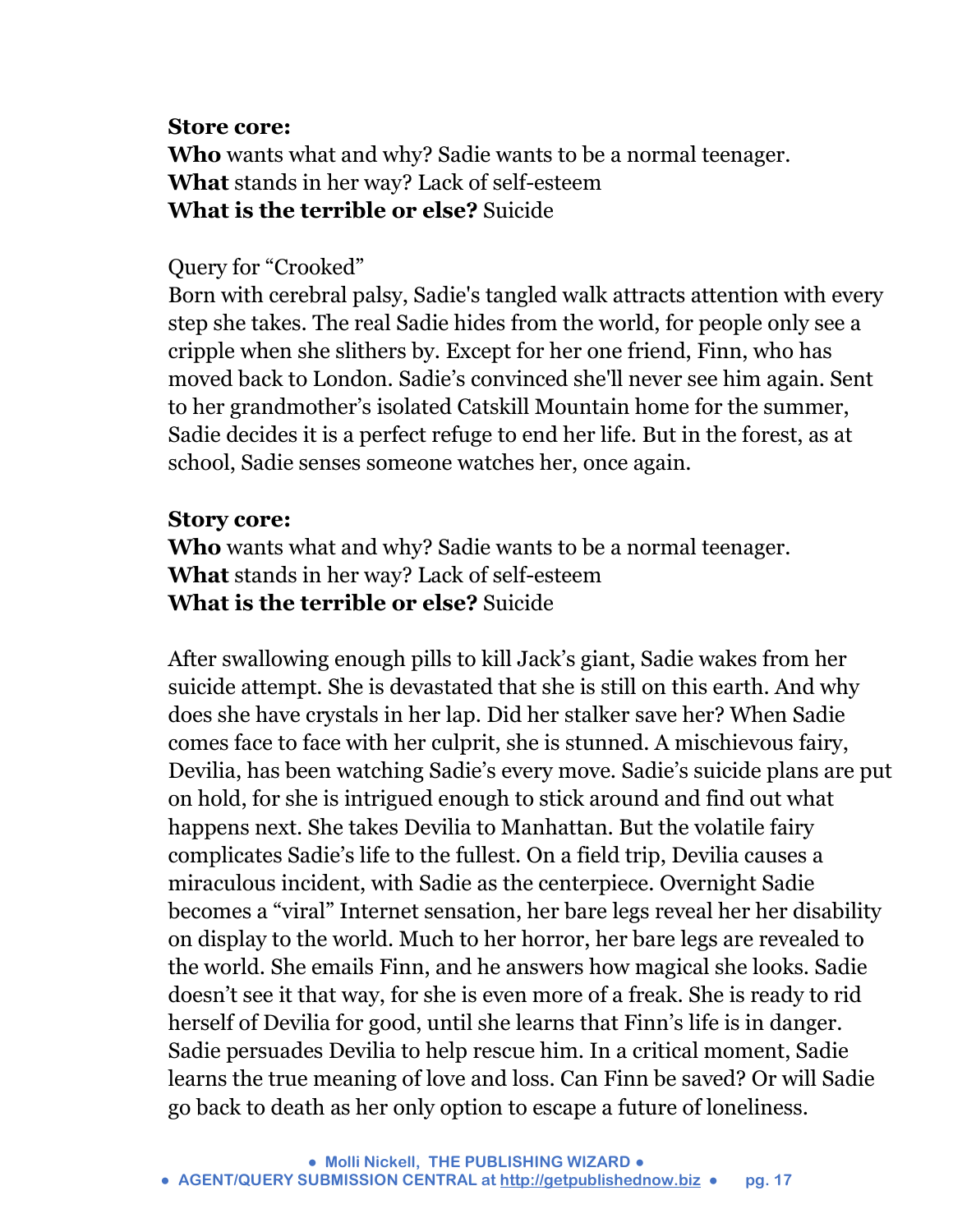**Store core:**
**Who** wants what and why? Sadie wants to be a normal teenager.
**What** stands in her way? Lack of self-esteem
**What is the terrible or else?** Suicide

Query for "Crooked"
Born with cerebral palsy, Sadie's tangled walk attracts attention with every step she takes. The real Sadie hides from the world, for people only see a cripple when she slithers by. Except for her one friend, Finn, who has moved back to London. Sadie's convinced she'll never see him again. Sent to her grandmother's isolated Catskill Mountain home for the summer, Sadie decides it is a perfect refuge to end her life. But in the forest, as at school, Sadie senses someone watches her, once again.

**Story core:**
**Who** wants what and why? Sadie wants to be a normal teenager.
**What** stands in her way? Lack of self-esteem
**What is the terrible or else?** Suicide

After swallowing enough pills to kill Jack's giant, Sadie wakes from her suicide attempt. She is devastated that she is still on this earth. And why does she have crystals in her lap. Did her stalker save her? When Sadie comes face to face with her culprit, she is stunned. A mischievous fairy, Devilia, has been watching Sadie's every move. Sadie's suicide plans are put on hold, for she is intrigued enough to stick around and find out what happens next. She takes Devilia to Manhattan. But the volatile fairy complicates Sadie's life to the fullest. On a field trip, Devilia causes a miraculous incident, with Sadie as the centerpiece. Overnight Sadie becomes a "viral" Internet sensation, her bare legs reveal her her disability on display to the world. Much to her horror, her bare legs are revealed to the world. She emails Finn, and he answers how magical she looks. Sadie doesn't see it that way, for she is even more of a freak. She is ready to rid herself of Devilia for good, until she learns that Finn's life is in danger. Sadie persuades Devilia to help rescue him. In a critical moment, Sadie learns the true meaning of love and loss. Can Finn be saved? Or will Sadie go back to death as her only option to escape a future of loneliness.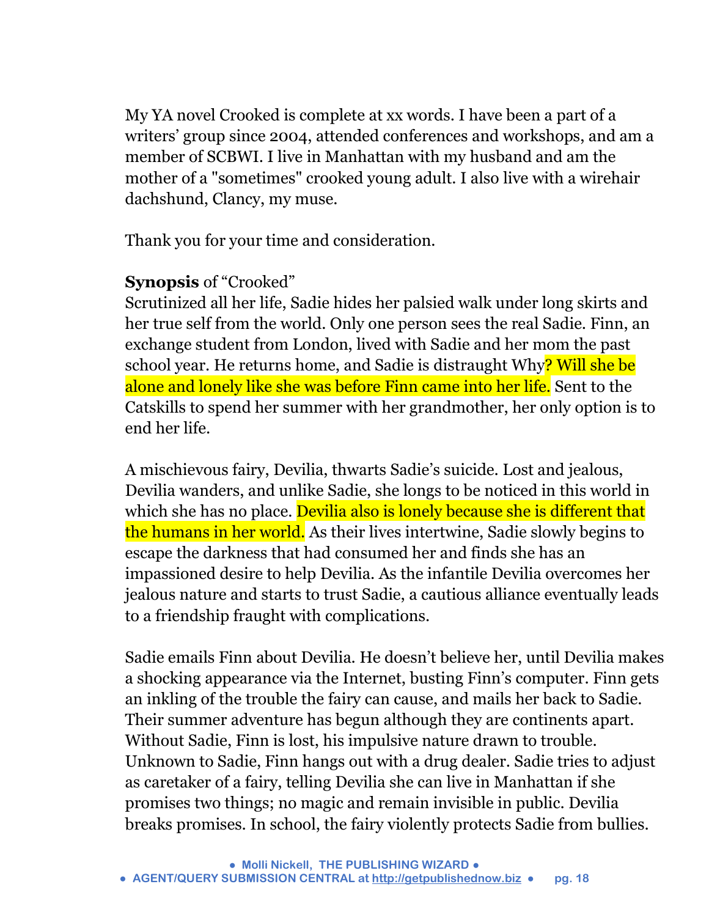My YA novel Crooked is complete at xx words. I have been a part of a writers' group since 2004, attended conferences and workshops, and am a member of SCBWI. I live in Manhattan with my husband and am the mother of a "sometimes" crooked young adult. I also live with a wirehair dachshund, Clancy, my muse.

Thank you for your time and consideration.

**Synopsis** of "Crooked"
Scrutinized all her life, Sadie hides her palsied walk under long skirts and her true self from the world. Only one person sees the real Sadie. Finn, an exchange student from London, lived with Sadie and her mom the past school year. He returns home, and Sadie is distraught Why? Will she be alone and lonely like she was before Finn came into her life. Sent to the Catskills to spend her summer with her grandmother, her only option is to end her life.

A mischievous fairy, Devilia, thwarts Sadie's suicide. Lost and jealous, Devilia wanders, and unlike Sadie, she longs to be noticed in this world in which she has no place. Devilia also is lonely because she is different that the humans in her world. As their lives intertwine, Sadie slowly begins to escape the darkness that had consumed her and finds she has an impassioned desire to help Devilia. As the infantile Devilia overcomes her jealous nature and starts to trust Sadie, a cautious alliance eventually leads to a friendship fraught with complications.

Sadie emails Finn about Devilia. He doesn't believe her, until Devilia makes a shocking appearance via the Internet, busting Finn's computer. Finn gets an inkling of the trouble the fairy can cause, and mails her back to Sadie. Their summer adventure has begun although they are continents apart. Without Sadie, Finn is lost, his impulsive nature drawn to trouble. Unknown to Sadie, Finn hangs out with a drug dealer. Sadie tries to adjust as caretaker of a fairy, telling Devilia she can live in Manhattan if she promises two things; no magic and remain invisible in public. Devilia breaks promises. In school, the fairy violently protects Sadie from bullies.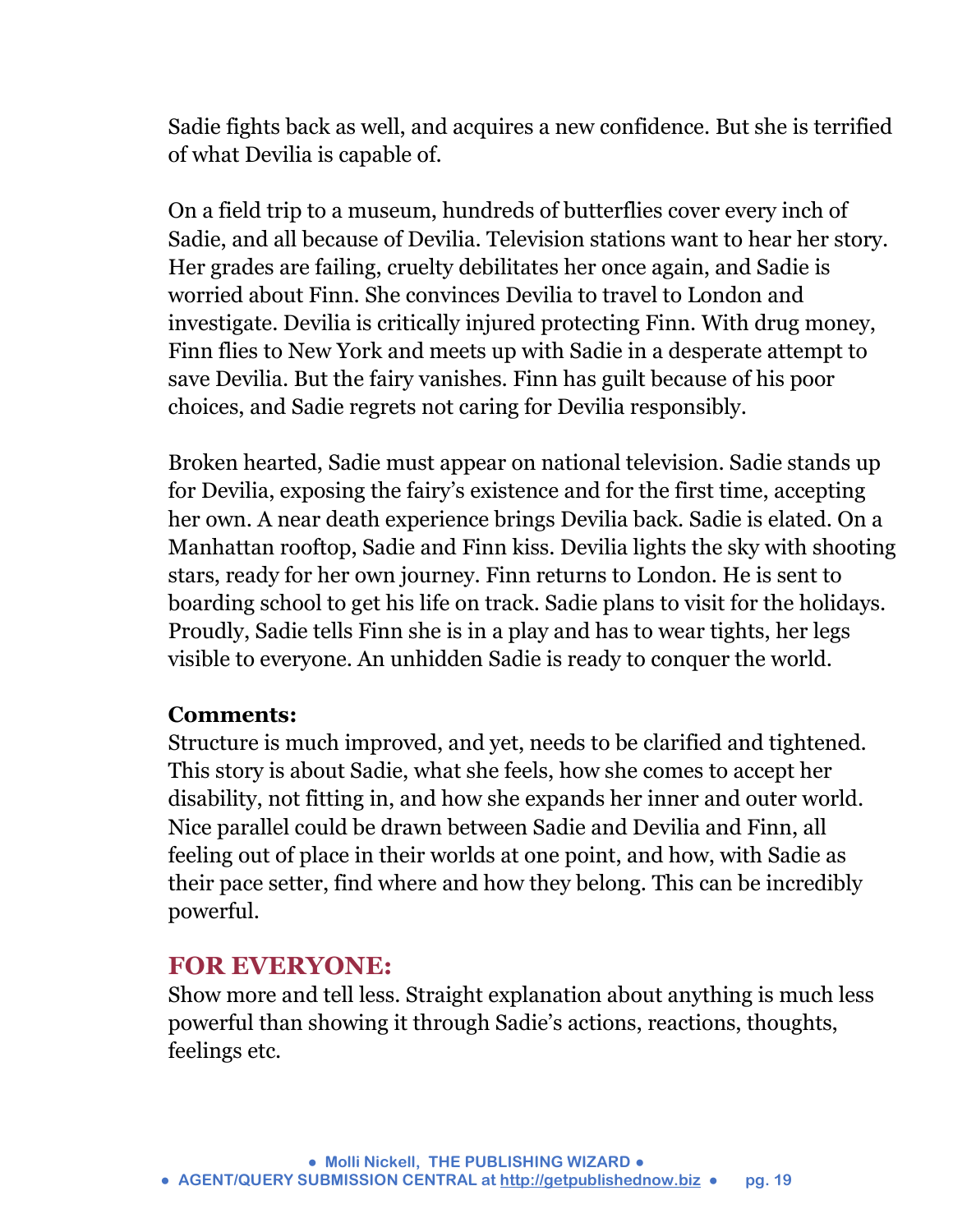Sadie fights back as well, and acquires a new confidence. But she is terrified of what Devilia is capable of.

On a field trip to a museum, hundreds of butterflies cover every inch of Sadie, and all because of Devilia. Television stations want to hear her story. Her grades are failing, cruelty debilitates her once again, and Sadie is worried about Finn. She convinces Devilia to travel to London and investigate. Devilia is critically injured protecting Finn. With drug money, Finn flies to New York and meets up with Sadie in a desperate attempt to save Devilia. But the fairy vanishes. Finn has guilt because of his poor choices, and Sadie regrets not caring for Devilia responsibly.

Broken hearted, Sadie must appear on national television. Sadie stands up for Devilia, exposing the fairy's existence and for the first time, accepting her own. A near death experience brings Devilia back. Sadie is elated. On a Manhattan rooftop, Sadie and Finn kiss. Devilia lights the sky with shooting stars, ready for her own journey. Finn returns to London. He is sent to boarding school to get his life on track. Sadie plans to visit for the holidays. Proudly, Sadie tells Finn she is in a play and has to wear tights, her legs visible to everyone. An unhidden Sadie is ready to conquer the world.

**Comments:**
Structure is much improved, and yet, needs to be clarified and tightened. This story is about Sadie, what she feels, how she comes to accept her disability, not fitting in, and how she expands her inner and outer world. Nice parallel could be drawn between Sadie and Devilia and Finn, all feeling out of place in their worlds at one point, and how, with Sadie as their pace setter, find where and how they belong. This can be incredibly powerful.

## FOR EVERYONE:

Show more and tell less. Straight explanation about anything is much less powerful than showing it through Sadie's actions, reactions, thoughts, feelings etc.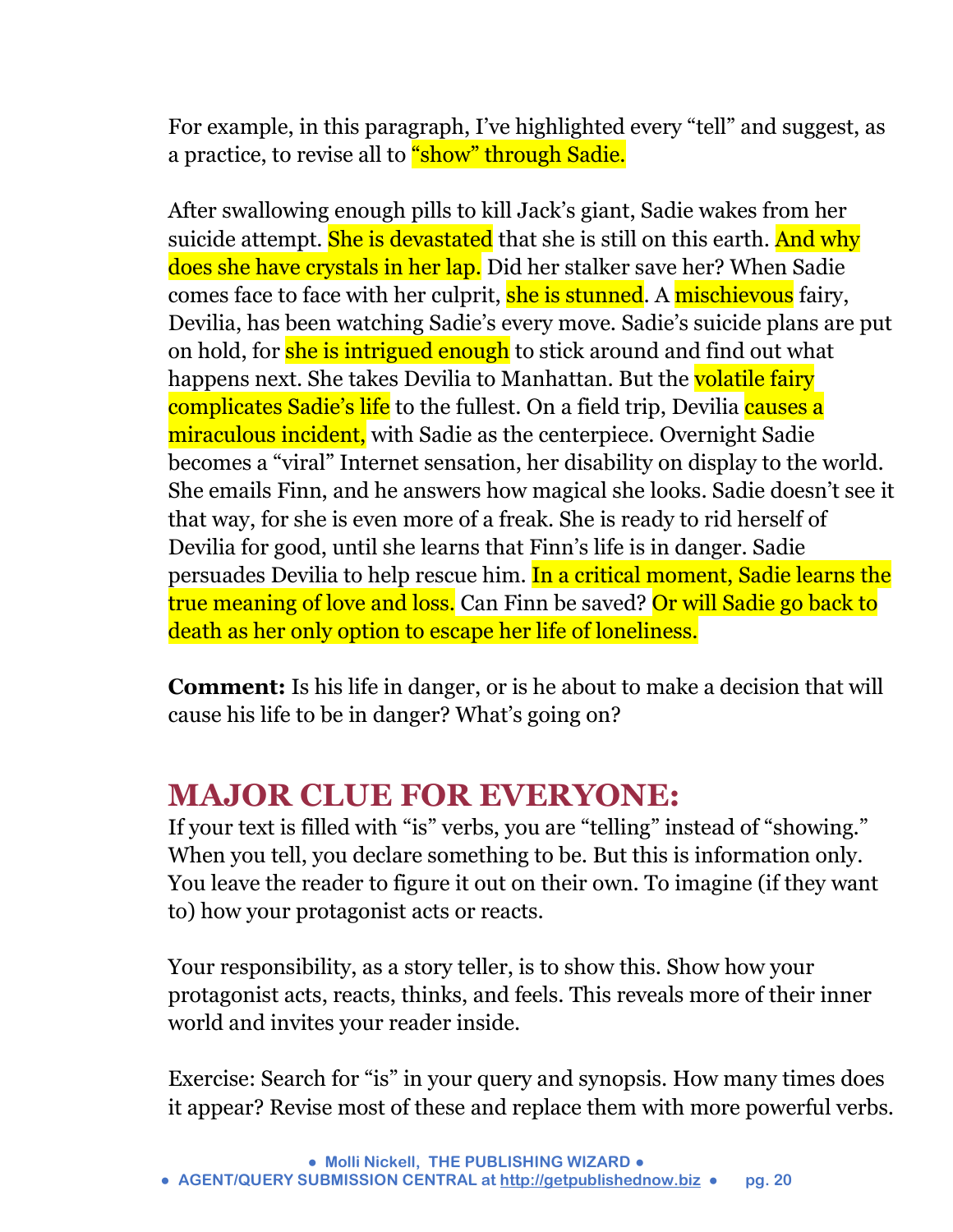For example, in this paragraph, I've highlighted every "tell" and suggest, as a practice, to revise all to "show" through Sadie.

After swallowing enough pills to kill Jack's giant, Sadie wakes from her suicide attempt. She is devastated that she is still on this earth. And why does she have crystals in her lap. Did her stalker save her? When Sadie comes face to face with her culprit, she is stunned. A mischievous fairy, Devilia, has been watching Sadie's every move. Sadie's suicide plans are put on hold, for she is intrigued enough to stick around and find out what happens next. She takes Devilia to Manhattan. But the volatile fairy complicates Sadie's life to the fullest. On a field trip, Devilia causes a miraculous incident, with Sadie as the centerpiece. Overnight Sadie becomes a "viral" Internet sensation, her disability on display to the world. She emails Finn, and he answers how magical she looks. Sadie doesn't see it that way, for she is even more of a freak. She is ready to rid herself of Devilia for good, until she learns that Finn's life is in danger. Sadie persuades Devilia to help rescue him. In a critical moment, Sadie learns the true meaning of love and loss. Can Finn be saved? Or will Sadie go back to death as her only option to escape her life of loneliness.

**Comment:** Is his life in danger, or is he about to make a decision that will cause his life to be in danger? What's going on?

## MAJOR CLUE FOR EVERYONE:

If your text is filled with "is" verbs, you are "telling" instead of "showing." When you tell, you declare something to be. But this is information only. You leave the reader to figure it out on their own. To imagine (if they want to) how your protagonist acts or reacts.

Your responsibility, as a story teller, is to show this. Show how your protagonist acts, reacts, thinks, and feels. This reveals more of their inner world and invites your reader inside.

Exercise: Search for "is" in your query and synopsis. How many times does it appear? Revise most of these and replace them with more powerful verbs.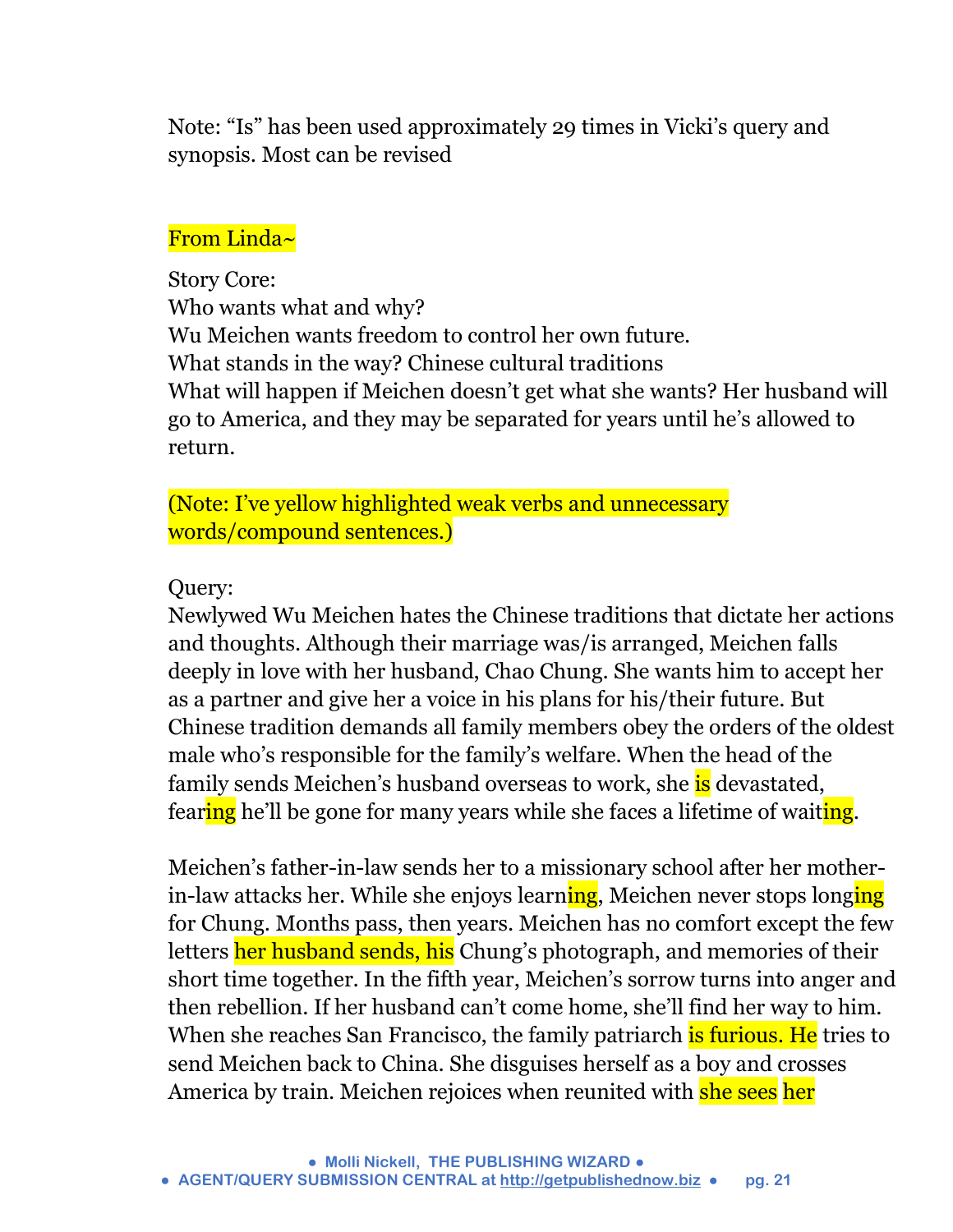Note: "Is" has been used approximately 29 times in Vicki's query and synopsis. Most can be revised

From Linda~

Story Core:
Who wants what and why?
Wu Meichen wants freedom to control her own future.
What stands in the way? Chinese cultural traditions
What will happen if Meichen doesn't get what she wants? Her husband will go to America, and they may be separated for years until he's allowed to return.

(Note: I've yellow highlighted weak verbs and unnecessary words/compound sentences.)

Query:
Newlywed Wu Meichen hates the Chinese traditions that dictate her actions and thoughts. Although their marriage was/is arranged, Meichen falls deeply in love with her husband, Chao Chung. She wants him to accept her as a partner and give her a voice in his plans for his/their future. But Chinese tradition demands all family members obey the orders of the oldest male who's responsible for the family's welfare. When the head of the family sends Meichen's husband overseas to work, she is devastated, fearing he'll be gone for many years while she faces a lifetime of waiting.

Meichen's father-in-law sends her to a missionary school after her mother-in-law attacks her. While she enjoys learning, Meichen never stops longing for Chung. Months pass, then years. Meichen has no comfort except the few letters her husband sends, his Chung's photograph, and memories of their short time together. In the fifth year, Meichen's sorrow turns into anger and then rebellion. If her husband can't come home, she'll find her way to him. When she reaches San Francisco, the family patriarch is furious. He tries to send Meichen back to China. She disguises herself as a boy and crosses America by train. Meichen rejoices when reunited with she sees her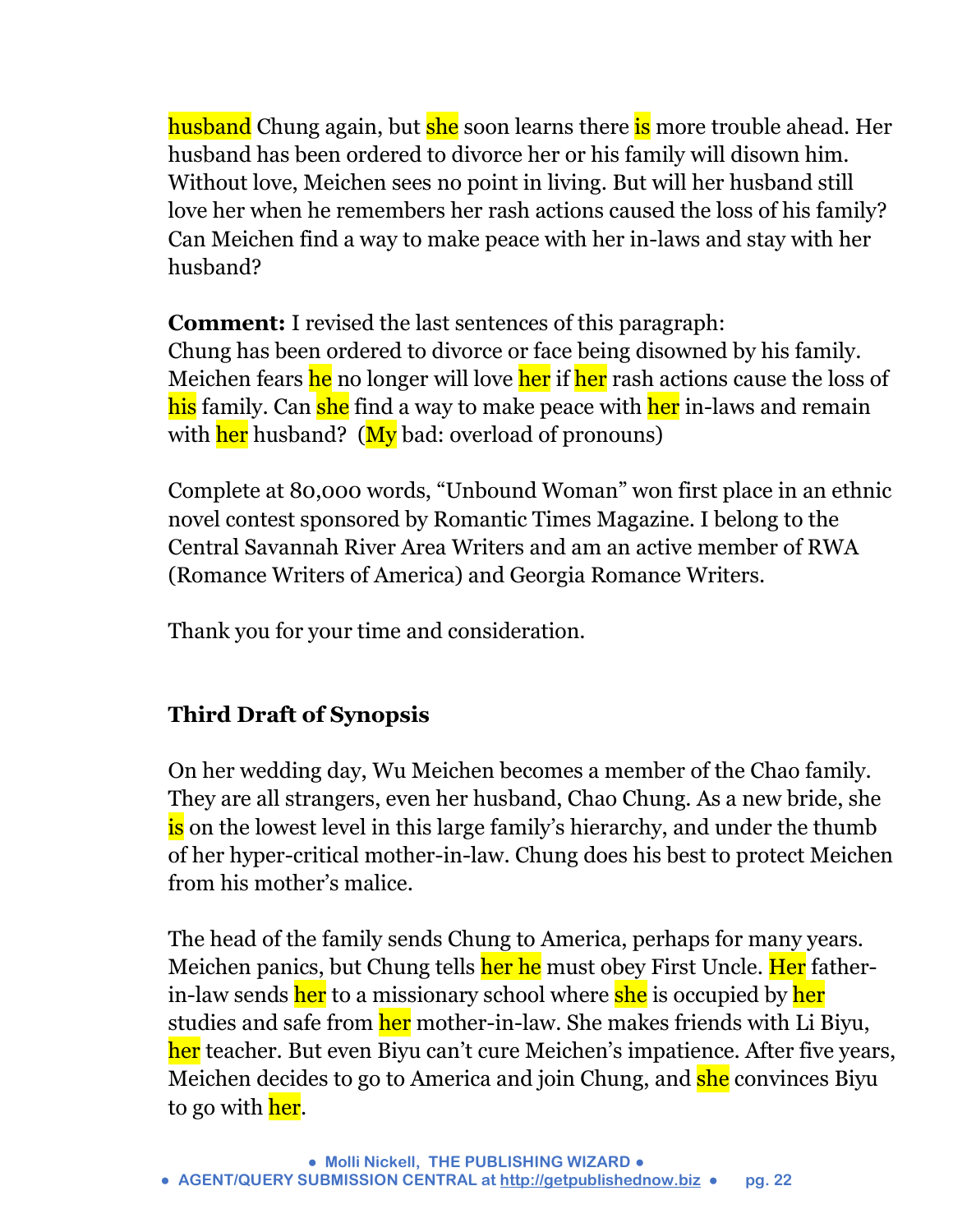husband Chung again, but she soon learns there is more trouble ahead. Her husband has been ordered to divorce her or his family will disown him. Without love, Meichen sees no point in living. But will her husband still love her when he remembers her rash actions caused the loss of his family? Can Meichen find a way to make peace with her in-laws and stay with her husband?

**Comment:** I revised the last sentences of this paragraph:
Chung has been ordered to divorce or face being disowned by his family. Meichen fears he no longer will love her if her rash actions cause the loss of his family. Can she find a way to make peace with her in-laws and remain with her husband? (My bad: overload of pronouns)

Complete at 80,000 words, "Unbound Woman" won first place in an ethnic novel contest sponsored by Romantic Times Magazine. I belong to the Central Savannah River Area Writers and am an active member of RWA (Romance Writers of America) and Georgia Romance Writers.

Thank you for your time and consideration.

**Third Draft of Synopsis**

On her wedding day, Wu Meichen becomes a member of the Chao family. They are all strangers, even her husband, Chao Chung. As a new bride, she is on the lowest level in this large family's hierarchy, and under the thumb of her hyper-critical mother-in-law. Chung does his best to protect Meichen from his mother's malice.

The head of the family sends Chung to America, perhaps for many years. Meichen panics, but Chung tells her he must obey First Uncle. Her father-in-law sends her to a missionary school where she is occupied by her studies and safe from her mother-in-law. She makes friends with Li Biyu, her teacher. But even Biyu can't cure Meichen's impatience. After five years, Meichen decides to go to America and join Chung, and she convinces Biyu to go with her.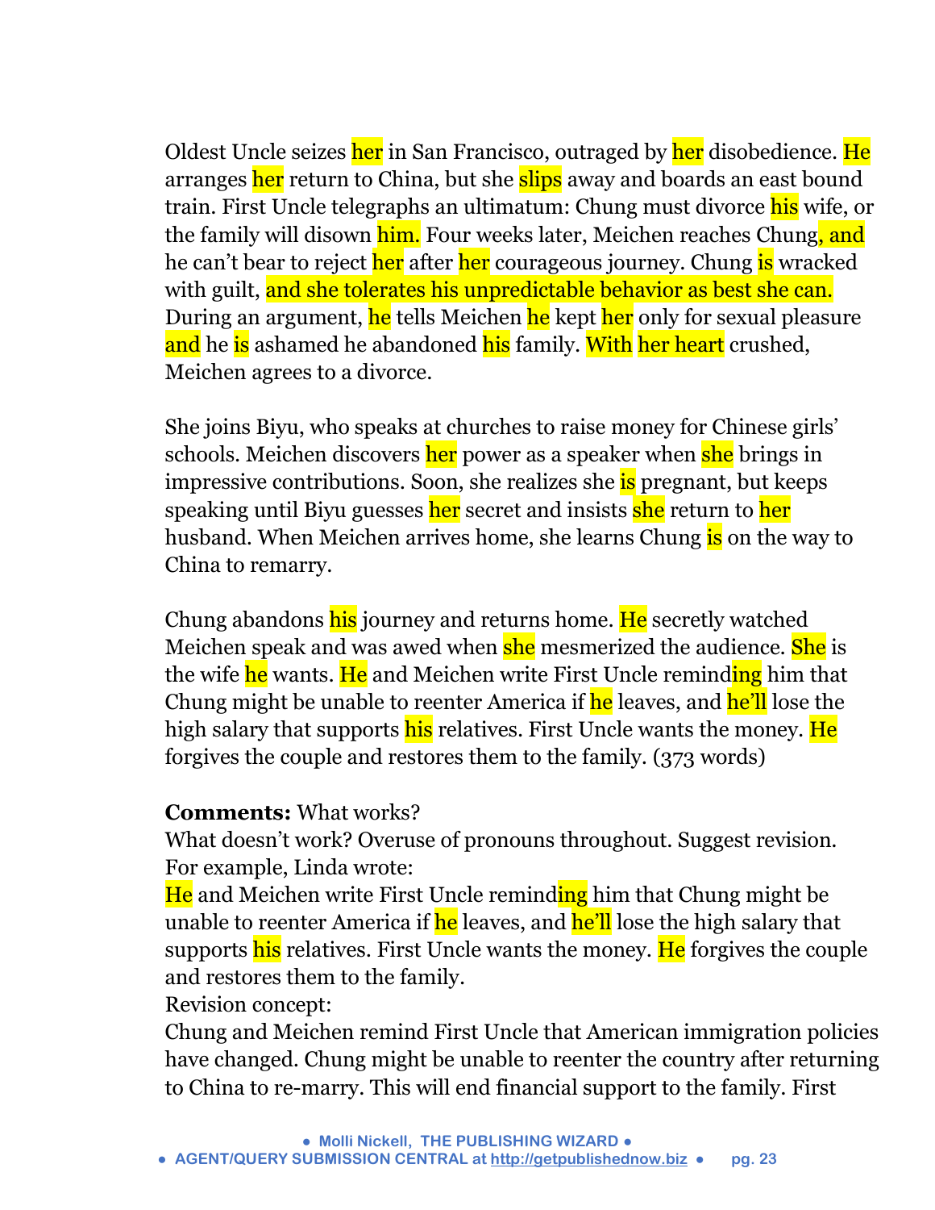Oldest Uncle seizes her in San Francisco, outraged by her disobedience. He arranges her return to China, but she slips away and boards an east bound train. First Uncle telegraphs an ultimatum: Chung must divorce his wife, or the family will disown him. Four weeks later, Meichen reaches Chung, and he can't bear to reject her after her courageous journey. Chung is wracked with guilt, and she tolerates his unpredictable behavior as best she can. During an argument, he tells Meichen he kept her only for sexual pleasure and he is ashamed he abandoned his family. With her heart crushed, Meichen agrees to a divorce.

She joins Biyu, who speaks at churches to raise money for Chinese girls' schools. Meichen discovers her power as a speaker when she brings in impressive contributions. Soon, she realizes she is pregnant, but keeps speaking until Biyu guesses her secret and insists she return to her husband. When Meichen arrives home, she learns Chung is on the way to China to remarry.

Chung abandons his journey and returns home. He secretly watched Meichen speak and was awed when she mesmerized the audience. She is the wife he wants. He and Meichen write First Uncle reminding him that Chung might be unable to reenter America if he leaves, and he'll lose the high salary that supports his relatives. First Uncle wants the money. He forgives the couple and restores them to the family. (373 words)

**Comments:** What works?
What doesn't work? Overuse of pronouns throughout. Suggest revision. For example, Linda wrote:
He and Meichen write First Uncle reminding him that Chung might be unable to reenter America if he leaves, and he'll lose the high salary that supports his relatives. First Uncle wants the money. He forgives the couple and restores them to the family.
Revision concept:
Chung and Meichen remind First Uncle that American immigration policies have changed. Chung might be unable to reenter the country after returning to China to re-marry. This will end financial support to the family. First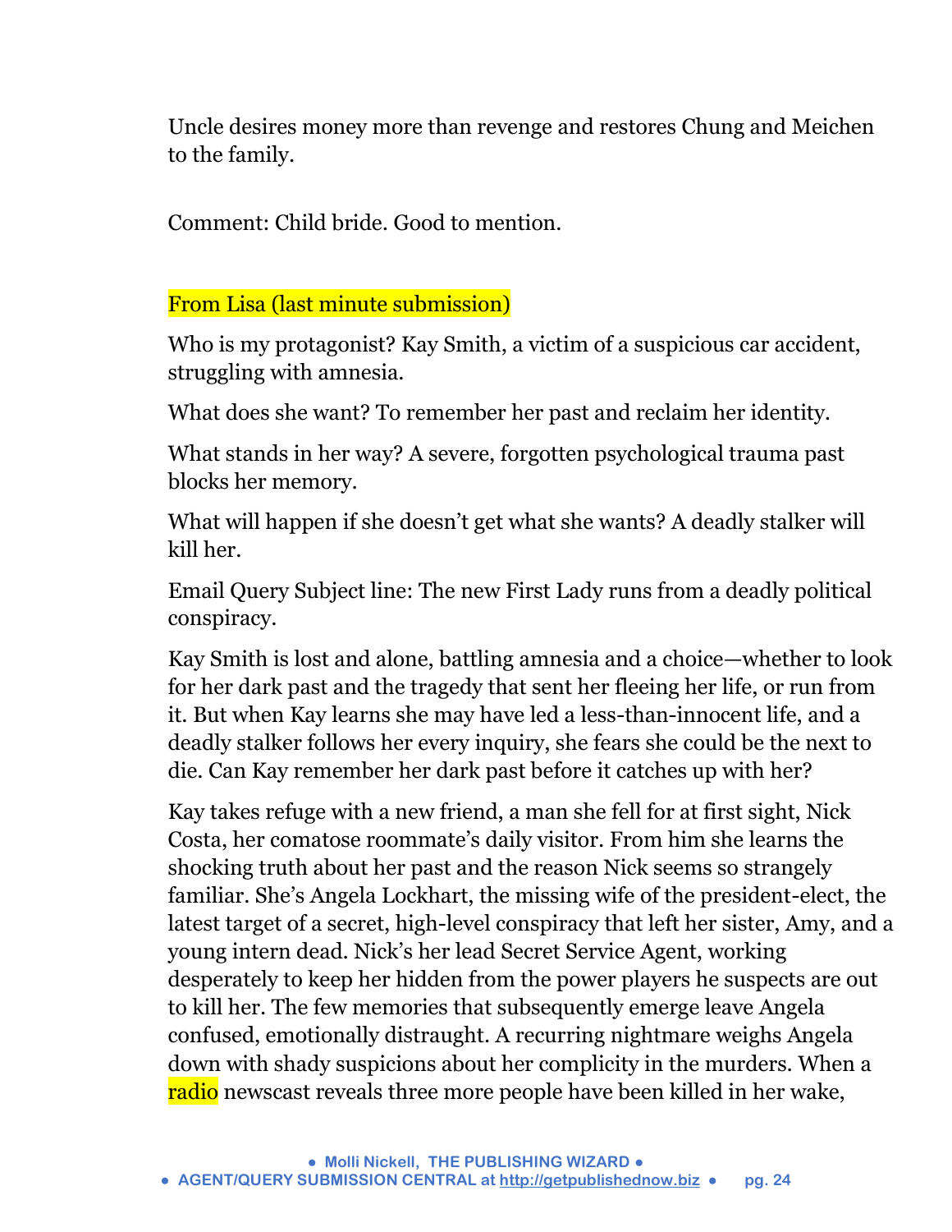Uncle desires money more than revenge and restores Chung and Meichen to the family.

Comment: Child bride. Good to mention.

From Lisa (last minute submission)

Who is my protagonist? Kay Smith, a victim of a suspicious car accident, struggling with amnesia.

What does she want? To remember her past and reclaim her identity.

What stands in her way? A severe, forgotten psychological trauma past blocks her memory.

What will happen if she doesn't get what she wants? A deadly stalker will kill her.

Email Query Subject line: The new First Lady runs from a deadly political conspiracy.

Kay Smith is lost and alone, battling amnesia and a choice—whether to look for her dark past and the tragedy that sent her fleeing her life, or run from it. But when Kay learns she may have led a less-than-innocent life, and a deadly stalker follows her every inquiry, she fears she could be the next to die. Can Kay remember her dark past before it catches up with her?

Kay takes refuge with a new friend, a man she fell for at first sight, Nick Costa, her comatose roommate's daily visitor. From him she learns the shocking truth about her past and the reason Nick seems so strangely familiar. She's Angela Lockhart, the missing wife of the president-elect, the latest target of a secret, high-level conspiracy that left her sister, Amy, and a young intern dead. Nick's her lead Secret Service Agent, working desperately to keep her hidden from the power players he suspects are out to kill her. The few memories that subsequently emerge leave Angela confused, emotionally distraught. A recurring nightmare weighs Angela down with shady suspicions about her complicity in the murders. When a radio newscast reveals three more people have been killed in her wake,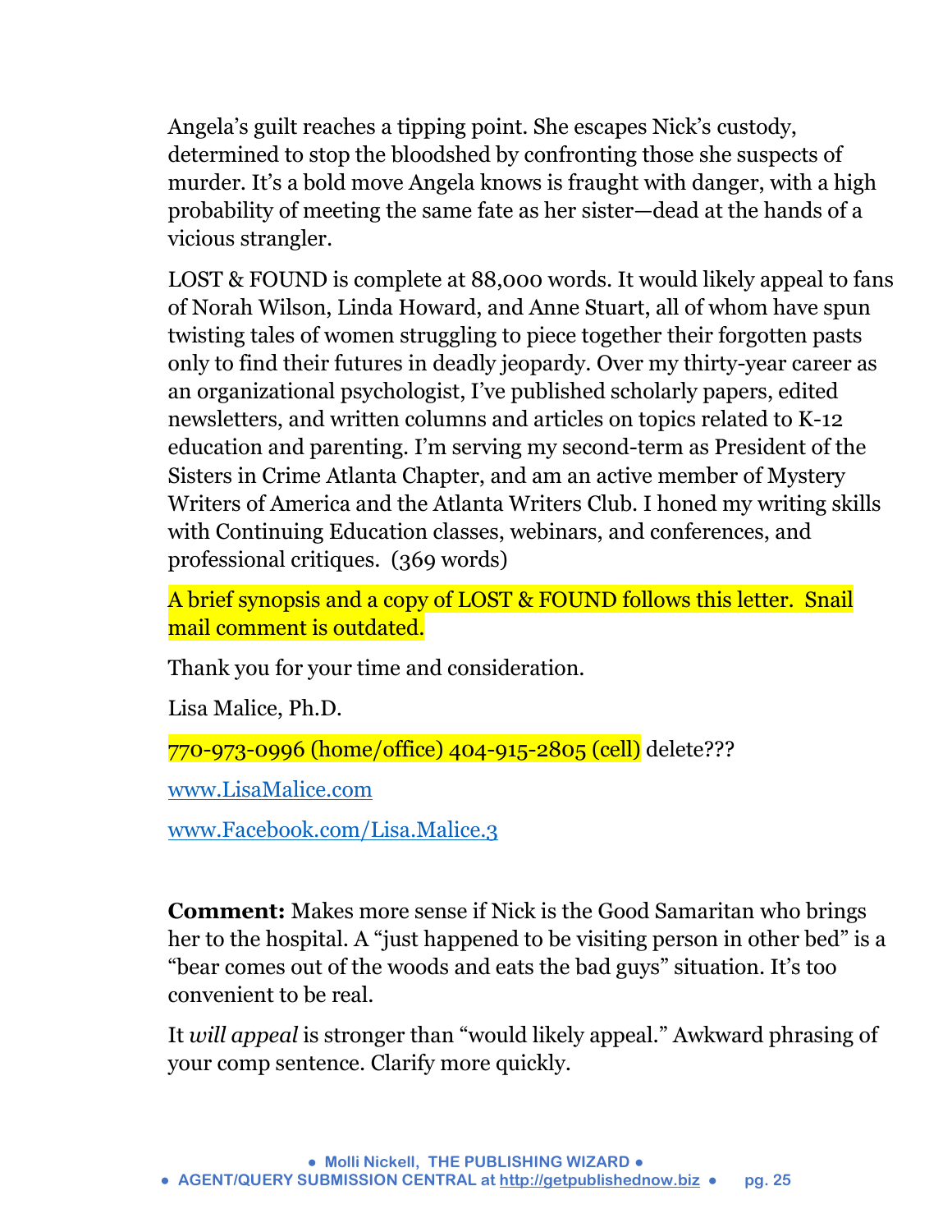Angela's guilt reaches a tipping point. She escapes Nick's custody, determined to stop the bloodshed by confronting those she suspects of murder. It's a bold move Angela knows is fraught with danger, with a high probability of meeting the same fate as her sister—dead at the hands of a vicious strangler.

LOST & FOUND is complete at 88,000 words. It would likely appeal to fans of Norah Wilson, Linda Howard, and Anne Stuart, all of whom have spun twisting tales of women struggling to piece together their forgotten pasts only to find their futures in deadly jeopardy. Over my thirty-year career as an organizational psychologist, I've published scholarly papers, edited newsletters, and written columns and articles on topics related to K-12 education and parenting. I'm serving my second-term as President of the Sisters in Crime Atlanta Chapter, and am an active member of Mystery Writers of America and the Atlanta Writers Club. I honed my writing skills with Continuing Education classes, webinars, and conferences, and professional critiques. (369 words)

A brief synopsis and a copy of LOST & FOUND follows this letter. Snail mail comment is outdated.

Thank you for your time and consideration.

Lisa Malice, Ph.D.

770-973-0996 (home/office) 404-915-2805 (cell) delete???

www.LisaMalice.com

www.Facebook.com/Lisa.Malice.3

**Comment:** Makes more sense if Nick is the Good Samaritan who brings her to the hospital. A "just happened to be visiting person in other bed" is a "bear comes out of the woods and eats the bad guys" situation. It's too convenient to be real.

It *will appeal* is stronger than "would likely appeal." Awkward phrasing of your comp sentence. Clarify more quickly.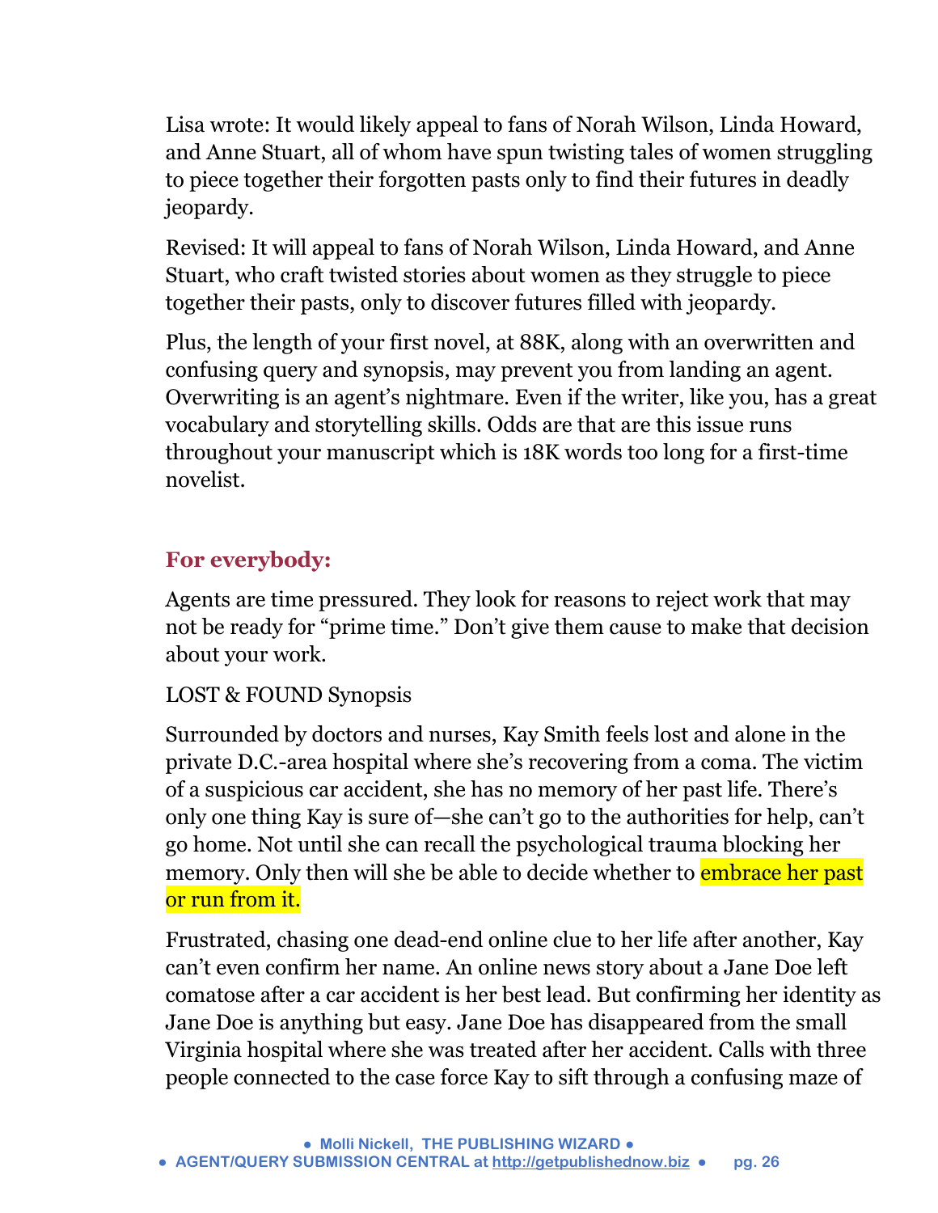Lisa wrote: It would likely appeal to fans of Norah Wilson, Linda Howard, and Anne Stuart, all of whom have spun twisting tales of women struggling to piece together their forgotten pasts only to find their futures in deadly jeopardy.

Revised: It will appeal to fans of Norah Wilson, Linda Howard, and Anne Stuart, who craft twisted stories about women as they struggle to piece together their pasts, only to discover futures filled with jeopardy.

Plus, the length of your first novel, at 88K, along with an overwritten and confusing query and synopsis, may prevent you from landing an agent. Overwriting is an agent's nightmare. Even if the writer, like you, has a great vocabulary and storytelling skills. Odds are that are this issue runs throughout your manuscript which is 18K words too long for a first-time novelist.

## For everybody:

Agents are time pressured. They look for reasons to reject work that may not be ready for "prime time." Don't give them cause to make that decision about your work.

LOST & FOUND Synopsis

Surrounded by doctors and nurses, Kay Smith feels lost and alone in the private D.C.-area hospital where she's recovering from a coma. The victim of a suspicious car accident, she has no memory of her past life. There's only one thing Kay is sure of—she can't go to the authorities for help, can't go home. Not until she can recall the psychological trauma blocking her memory. Only then will she be able to decide whether to embrace her past or run from it.

Frustrated, chasing one dead-end online clue to her life after another, Kay can't even confirm her name. An online news story about a Jane Doe left comatose after a car accident is her best lead. But confirming her identity as Jane Doe is anything but easy. Jane Doe has disappeared from the small Virginia hospital where she was treated after her accident. Calls with three people connected to the case force Kay to sift through a confusing maze of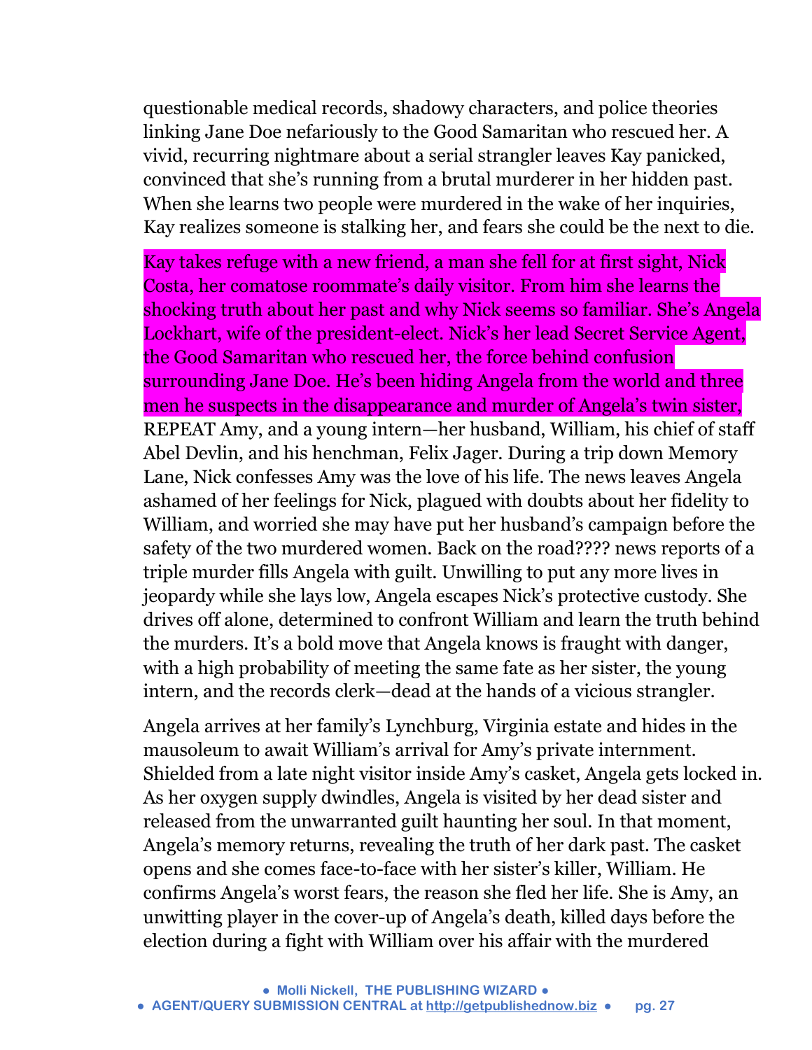questionable medical records, shadowy characters, and police theories linking Jane Doe nefariously to the Good Samaritan who rescued her. A vivid, recurring nightmare about a serial strangler leaves Kay panicked, convinced that she's running from a brutal murderer in her hidden past. When she learns two people were murdered in the wake of her inquiries, Kay realizes someone is stalking her, and fears she could be the next to die.

Kay takes refuge with a new friend, a man she fell for at first sight, Nick Costa, her comatose roommate's daily visitor. From him she learns the shocking truth about her past and why Nick seems so familiar. She's Angela Lockhart, wife of the president-elect. Nick's her lead Secret Service Agent, the Good Samaritan who rescued her, the force behind confusion surrounding Jane Doe. He's been hiding Angela from the world and three men he suspects in the disappearance and murder of Angela's twin sister, REPEAT Amy, and a young intern—her husband, William, his chief of staff Abel Devlin, and his henchman, Felix Jager. During a trip down Memory Lane, Nick confesses Amy was the love of his life. The news leaves Angela ashamed of her feelings for Nick, plagued with doubts about her fidelity to William, and worried she may have put her husband's campaign before the safety of the two murdered women. Back on the road???? news reports of a triple murder fills Angela with guilt. Unwilling to put any more lives in jeopardy while she lays low, Angela escapes Nick's protective custody. She drives off alone, determined to confront William and learn the truth behind the murders. It's a bold move that Angela knows is fraught with danger, with a high probability of meeting the same fate as her sister, the young intern, and the records clerk—dead at the hands of a vicious strangler.

Angela arrives at her family's Lynchburg, Virginia estate and hides in the mausoleum to await William's arrival for Amy's private internment. Shielded from a late night visitor inside Amy's casket, Angela gets locked in. As her oxygen supply dwindles, Angela is visited by her dead sister and released from the unwarranted guilt haunting her soul. In that moment, Angela's memory returns, revealing the truth of her dark past. The casket opens and she comes face-to-face with her sister's killer, William. He confirms Angela's worst fears, the reason she fled her life. She is Amy, an unwitting player in the cover-up of Angela's death, killed days before the election during a fight with William over his affair with the murdered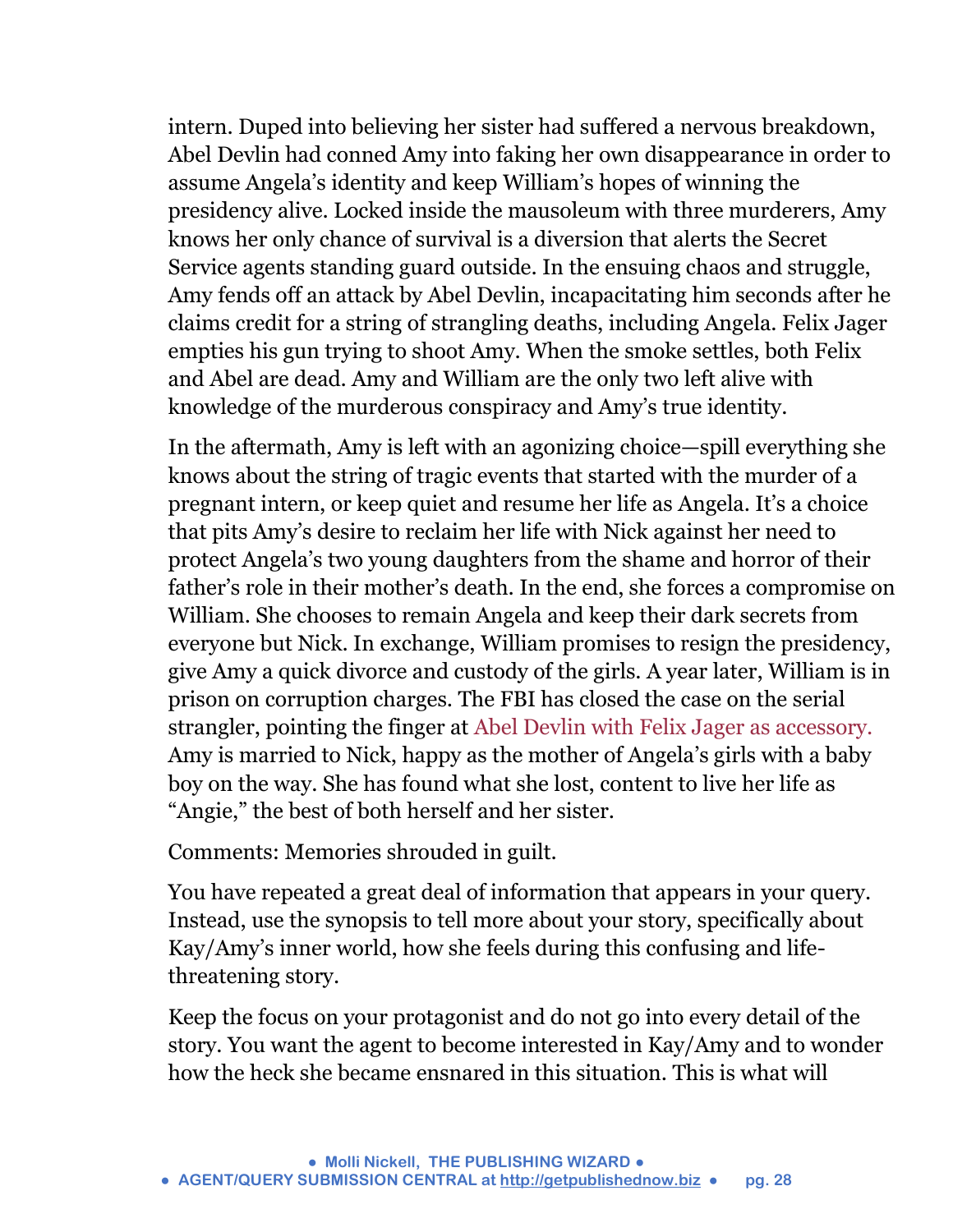intern. Duped into believing her sister had suffered a nervous breakdown, Abel Devlin had conned Amy into faking her own disappearance in order to assume Angela's identity and keep William's hopes of winning the presidency alive. Locked inside the mausoleum with three murderers, Amy knows her only chance of survival is a diversion that alerts the Secret Service agents standing guard outside. In the ensuing chaos and struggle, Amy fends off an attack by Abel Devlin, incapacitating him seconds after he claims credit for a string of strangling deaths, including Angela. Felix Jager empties his gun trying to shoot Amy. When the smoke settles, both Felix and Abel are dead. Amy and William are the only two left alive with knowledge of the murderous conspiracy and Amy's true identity.

In the aftermath, Amy is left with an agonizing choice—spill everything she knows about the string of tragic events that started with the murder of a pregnant intern, or keep quiet and resume her life as Angela. It's a choice that pits Amy's desire to reclaim her life with Nick against her need to protect Angela's two young daughters from the shame and horror of their father's role in their mother's death. In the end, she forces a compromise on William. She chooses to remain Angela and keep their dark secrets from everyone but Nick. In exchange, William promises to resign the presidency, give Amy a quick divorce and custody of the girls. A year later, William is in prison on corruption charges. The FBI has closed the case on the serial strangler, pointing the finger at Abel Devlin with Felix Jager as accessory. Amy is married to Nick, happy as the mother of Angela's girls with a baby boy on the way. She has found what she lost, content to live her life as "Angie," the best of both herself and her sister.

Comments: Memories shrouded in guilt.

You have repeated a great deal of information that appears in your query. Instead, use the synopsis to tell more about your story, specifically about Kay/Amy's inner world, how she feels during this confusing and life-threatening story.

Keep the focus on your protagonist and do not go into every detail of the story. You want the agent to become interested in Kay/Amy and to wonder how the heck she became ensnared in this situation. This is what will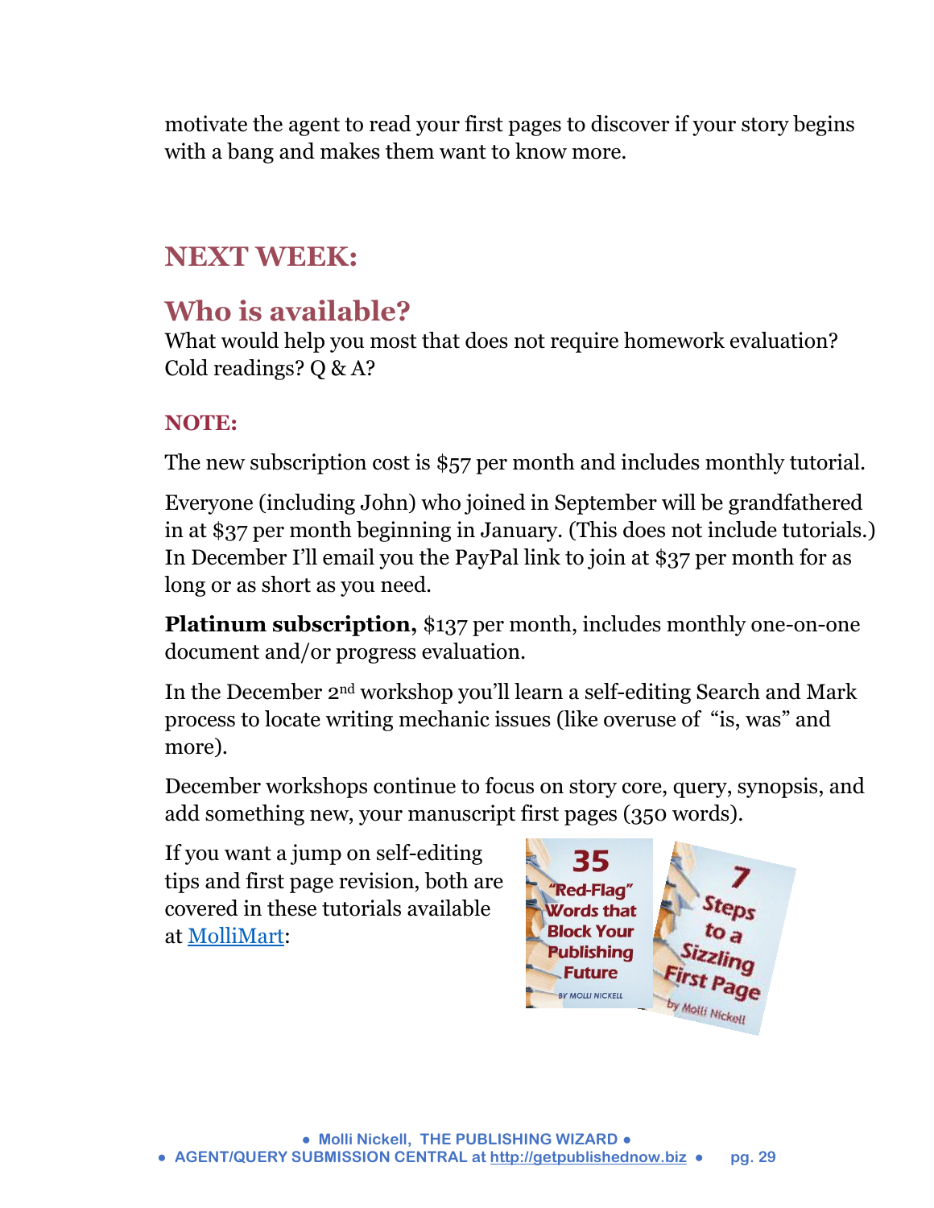motivate the agent to read your first pages to discover if your story begins with a bang and makes them want to know more.

## NEXT WEEK:

## Who is available?

What would help you most that does not require homework evaluation? Cold readings? Q & A?

### NOTE:

The new subscription cost is $57 per month and includes monthly tutorial.

Everyone (including John) who joined in September will be grandfathered in at $37 per month beginning in January. (This does not include tutorials.) In December I'll email you the PayPal link to join at $37 per month for as long or as short as you need.

**Platinum subscription,** $137 per month, includes monthly one-on-one document and/or progress evaluation.

In the December 2nd workshop you'll learn a self-editing Search and Mark process to locate writing mechanic issues (like overuse of "is, was" and more).

December workshops continue to focus on story core, query, synopsis, and add something new, your manuscript first pages (350 words).

If you want a jump on self-editing tips and first page revision, both are covered in these tutorials available at MolliMart:

35 "Red-Flag" Words that Block Your Publishing Future BY MOLLI NICKELL

7 Steps to a Sizzling First Page by Molli Nickell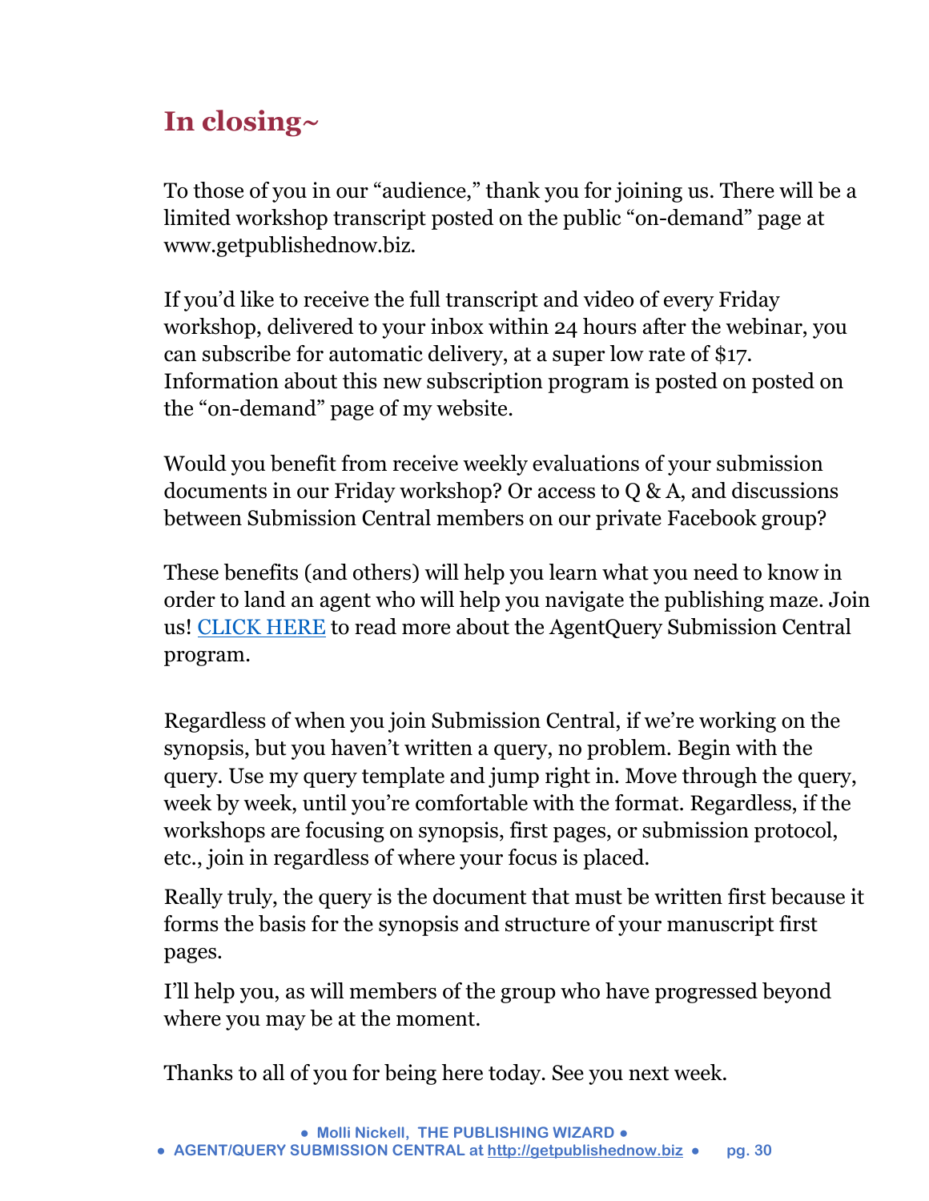## In closing~

To those of you in our "audience," thank you for joining us. There will be a limited workshop transcript posted on the public "on-demand" page at www.getpublishednow.biz.

If you'd like to receive the full transcript and video of every Friday workshop, delivered to your inbox within 24 hours after the webinar, you can subscribe for automatic delivery, at a super low rate of $17. Information about this new subscription program is posted on posted on the "on-demand" page of my website.

Would you benefit from receive weekly evaluations of your submission documents in our Friday workshop? Or access to Q & A, and discussions between Submission Central members on our private Facebook group?

These benefits (and others) will help you learn what you need to know in order to land an agent who will help you navigate the publishing maze. Join us! CLICK HERE to read more about the AgentQuery Submission Central program.

Regardless of when you join Submission Central, if we're working on the synopsis, but you haven't written a query, no problem. Begin with the query. Use my query template and jump right in. Move through the query, week by week, until you're comfortable with the format. Regardless, if the workshops are focusing on synopsis, first pages, or submission protocol, etc., join in regardless of where your focus is placed.

Really truly, the query is the document that must be written first because it forms the basis for the synopsis and structure of your manuscript first pages.

I'll help you, as will members of the group who have progressed beyond where you may be at the moment.

Thanks to all of you for being here today. See you next week.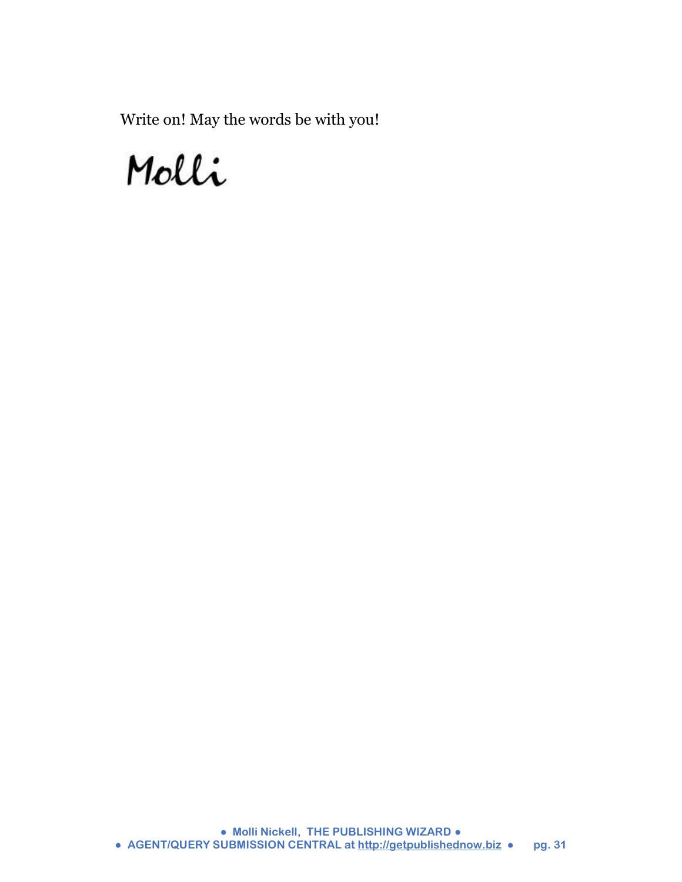Write on! May the words be with you!

Molli